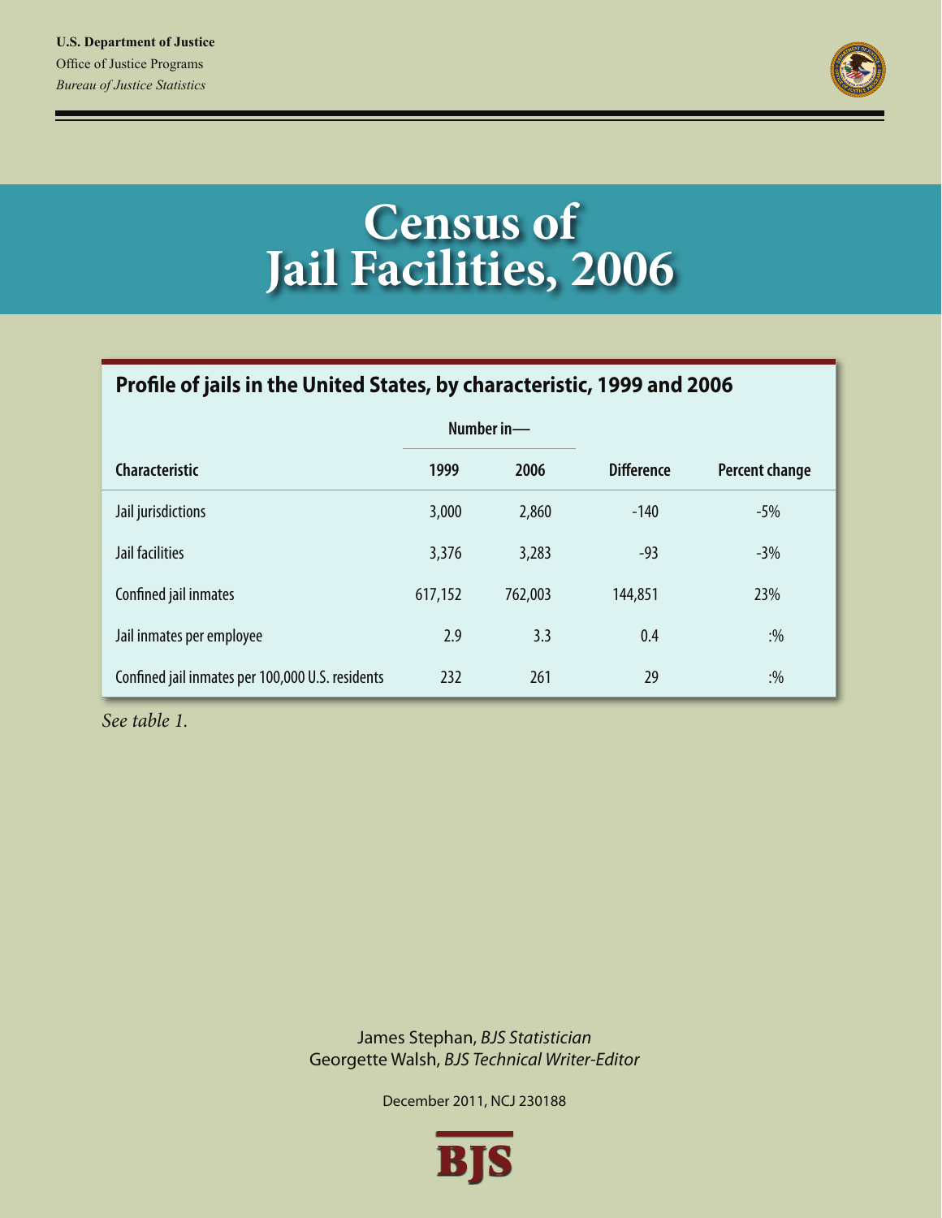U.S. Department of Justice
Office of Justice Programs
*Bureau of Justice Statistics*

# Census of Jail Facilities, 2006

## Profile of jails in the United States, by characteristic, 1999 and 2006

| Characteristic | Number in— 1999 | 2006 | Difference | Percent change |
|---|---|---|---|---|
| Jail jurisdictions | 3,000 | 2,860 | -140 | -5% |
| Jail facilities | 3,376 | 3,283 | -93 | -3% |
| Confined jail inmates | 617,152 | 762,003 | 144,851 | 23% |
| Jail inmates per employee | 2.9 | 3.3 | 0.4 | :% |
| Confined jail inmates per 100,000 U.S. residents | 232 | 261 | 29 | :% |

*See table 1.*

James Stephan, *BJS Statistician*
Georgette Walsh, *BJS Technical Writer-Editor*

December 2011, NCJ 230188

BJS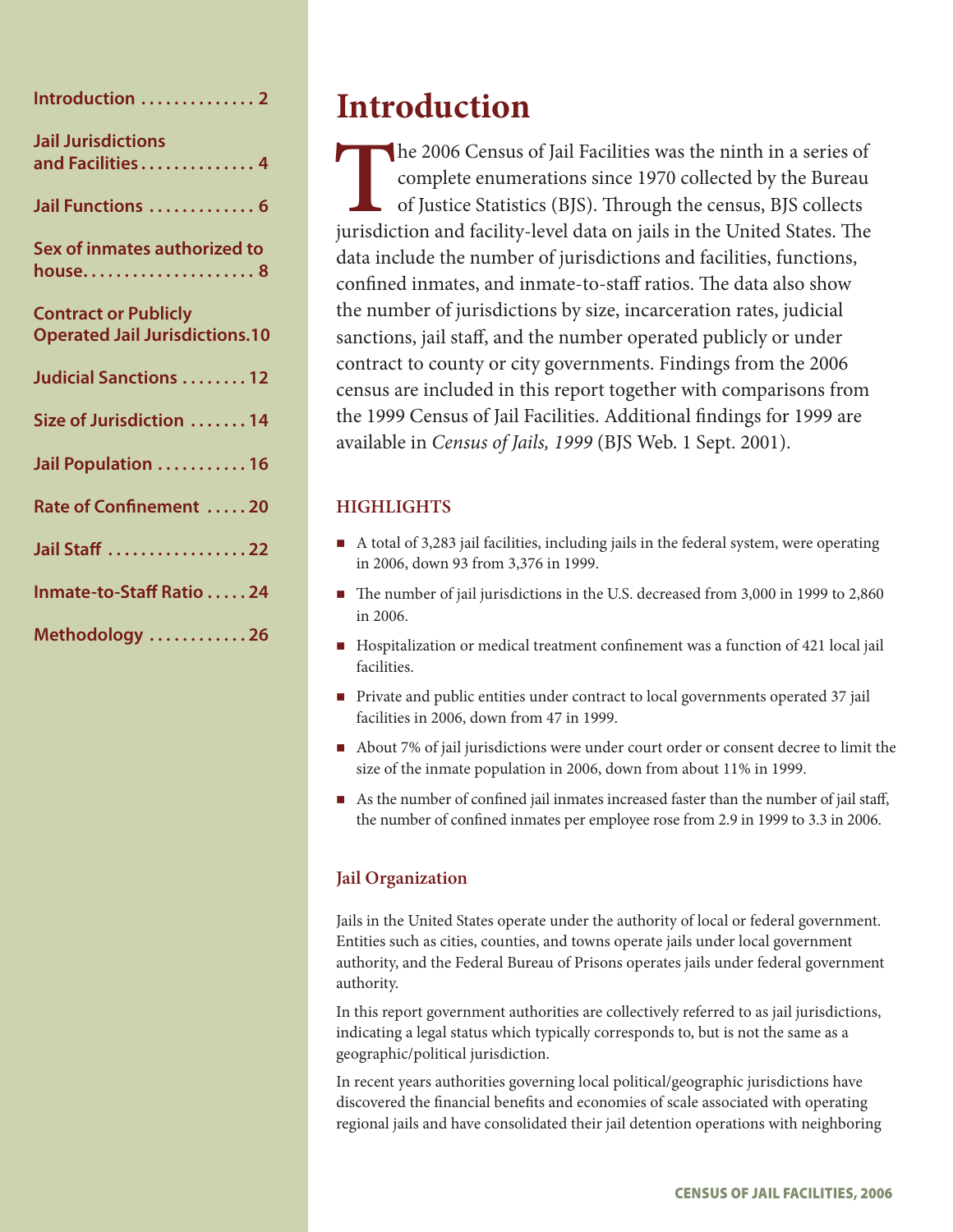- Introduction . . . . . . . . . . . . . . 2
- Jail Jurisdictions and Facilities . . . . . . . . . . . . . . 4
- Jail Functions . . . . . . . . . . . . . 6
- Sex of inmates authorized to house. . . . . . . . . . . . . . . . . . . . . 8
- Contract or Publicly Operated Jail Jurisdictions.10
- Judicial Sanctions . . . . . . . . 12
- Size of Jurisdiction . . . . . . . 14
- Jail Population . . . . . . . . . . . 16
- Rate of Confinement . . . . . 20
- Jail Staff . . . . . . . . . . . . . . . . . 22
- Inmate-to-Staff Ratio . . . . . 24
- Methodology . . . . . . . . . . . . 26

# Introduction

The 2006 Census of Jail Facilities was the ninth in a series of complete enumerations since 1970 collected by the Bureau of Justice Statistics (BJS). Through the census, BJS collects jurisdiction and facility-level data on jails in the United States. The data include the number of jurisdictions and facilities, functions, confined inmates, and inmate-to-staff ratios. The data also show the number of jurisdictions by size, incarceration rates, judicial sanctions, jail staff, and the number operated publicly or under contract to county or city governments. Findings from the 2006 census are included in this report together with comparisons from the 1999 Census of Jail Facilities. Additional findings for 1999 are available in *Census of Jails, 1999* (BJS Web. 1 Sept. 2001).

## HIGHLIGHTS

- A total of 3,283 jail facilities, including jails in the federal system, were operating in 2006, down 93 from 3,376 in 1999.
- The number of jail jurisdictions in the U.S. decreased from 3,000 in 1999 to 2,860 in 2006.
- Hospitalization or medical treatment confinement was a function of 421 local jail facilities.
- Private and public entities under contract to local governments operated 37 jail facilities in 2006, down from 47 in 1999.
- About 7% of jail jurisdictions were under court order or consent decree to limit the size of the inmate population in 2006, down from about 11% in 1999.
- As the number of confined jail inmates increased faster than the number of jail staff, the number of confined inmates per employee rose from 2.9 in 1999 to 3.3 in 2006.

## Jail Organization

Jails in the United States operate under the authority of local or federal government. Entities such as cities, counties, and towns operate jails under local government authority, and the Federal Bureau of Prisons operates jails under federal government authority.

In this report government authorities are collectively referred to as jail jurisdictions, indicating a legal status which typically corresponds to, but is not the same as a geographic/political jurisdiction.

In recent years authorities governing local political/geographic jurisdictions have discovered the financial benefits and economies of scale associated with operating regional jails and have consolidated their jail detention operations with neighboring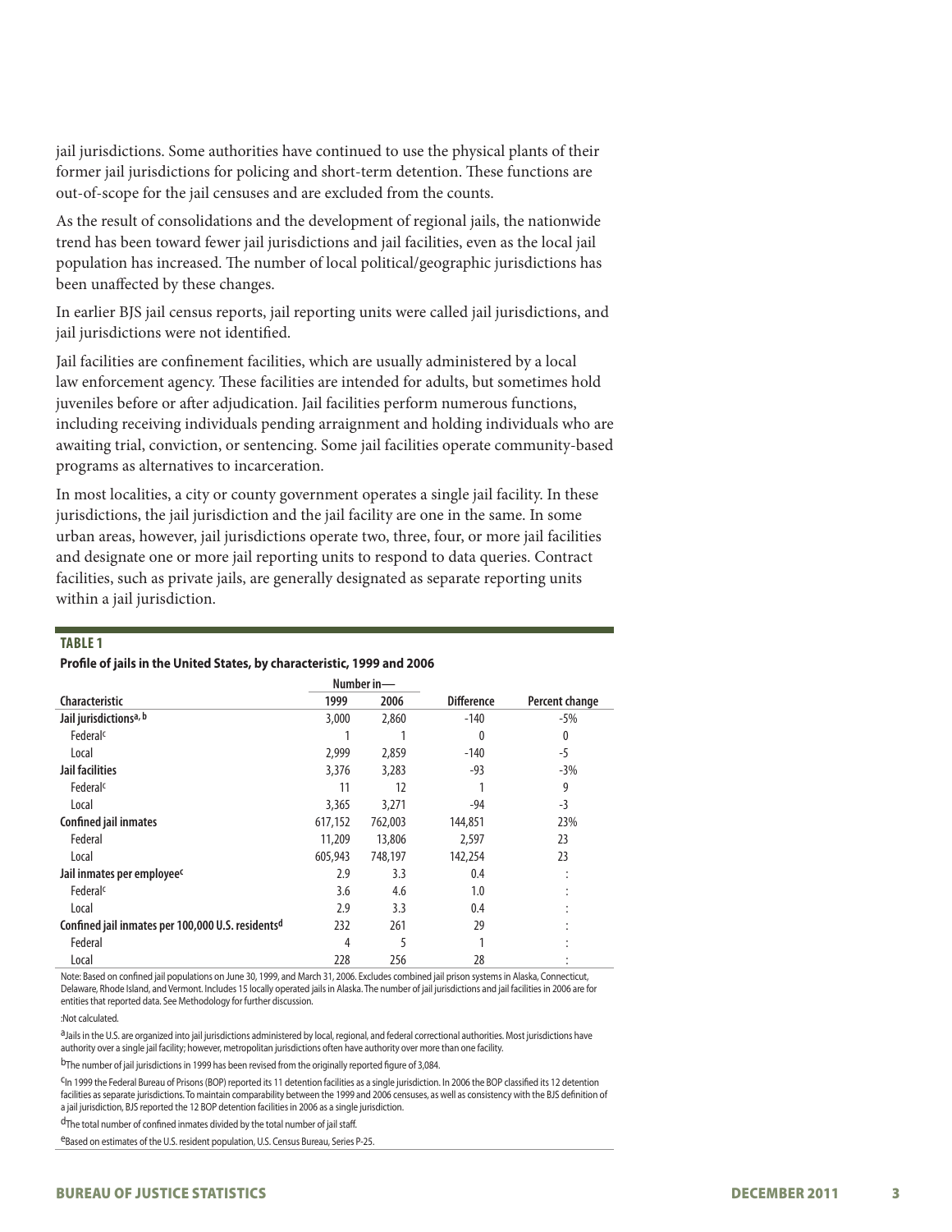jail jurisdictions. Some authorities have continued to use the physical plants of their former jail jurisdictions for policing and short-term detention. These functions are out-of-scope for the jail censuses and are excluded from the counts.

As the result of consolidations and the development of regional jails, the nationwide trend has been toward fewer jail jurisdictions and jail facilities, even as the local jail population has increased. The number of local political/geographic jurisdictions has been unaffected by these changes.

In earlier BJS jail census reports, jail reporting units were called jail jurisdictions, and jail jurisdictions were not identified.

Jail facilities are confinement facilities, which are usually administered by a local law enforcement agency. These facilities are intended for adults, but sometimes hold juveniles before or after adjudication. Jail facilities perform numerous functions, including receiving individuals pending arraignment and holding individuals who are awaiting trial, conviction, or sentencing. Some jail facilities operate community-based programs as alternatives to incarceration.

In most localities, a city or county government operates a single jail facility. In these jurisdictions, the jail jurisdiction and the jail facility are one in the same. In some urban areas, however, jail jurisdictions operate two, three, four, or more jail facilities and designate one or more jail reporting units to respond to data queries. Contract facilities, such as private jails, are generally designated as separate reporting units within a jail jurisdiction.

**TABLE 1**

**Profile of jails in the United States, by characteristic, 1999 and 2006**

| | Number in— | | | |
|---|---|---|---|---|
| **Characteristic** | **1999** | **2006** | **Difference** | **Percent change** |
| **Jail jurisdictions[a, b]** | 3,000 | 2,860 | -140 | -5% |
| Federal[c] | 1 | 1 | 0 | 0 |
| Local | 2,999 | 2,859 | -140 | -5 |
| **Jail facilities** | 3,376 | 3,283 | -93 | -3% |
| Federal[c] | 11 | 12 | 1 | 9 |
| Local | 3,365 | 3,271 | -94 | -3 |
| **Confined jail inmates** | 617,152 | 762,003 | 144,851 | 23% |
| Federal | 11,209 | 13,806 | 2,597 | 23 |
| Local | 605,943 | 748,197 | 142,254 | 23 |
| **Jail inmates per employee[c]** | 2.9 | 3.3 | 0.4 | : |
| Federal[c] | 3.6 | 4.6 | 1.0 | : |
| Local | 2.9 | 3.3 | 0.4 | : |
| **Confined jail inmates per 100,000 U.S. residents[d]** | 232 | 261 | 29 | : |
| Federal | 4 | 5 | 1 | : |
| Local | 228 | 256 | 28 | : |

Note: Based on confined jail populations on June 30, 1999, and March 31, 2006. Excludes combined jail prison systems in Alaska, Connecticut, Delaware, Rhode Island, and Vermont. Includes 15 locally operated jails in Alaska. The number of jail jurisdictions and jail facilities in 2006 are for entities that reported data. See Methodology for further discussion.

:Not calculated.

[a]Jails in the U.S. are organized into jail jurisdictions administered by local, regional, and federal correctional authorities. Most jurisdictions have authority over a single jail facility; however, metropolitan jurisdictions often have authority over more than one facility.

[b]The number of jail jurisdictions in 1999 has been revised from the originally reported figure of 3,084.

[c]In 1999 the Federal Bureau of Prisons (BOP) reported its 11 detention facilities as a single jurisdiction. In 2006 the BOP classified its 12 detention facilities as separate jurisdictions. To maintain comparability between the 1999 and 2006 censuses, as well as consistency with the BJS definition of a jail jurisdiction, BJS reported the 12 BOP detention facilities in 2006 as a single jurisdiction.

[d]The total number of confined inmates divided by the total number of jail staff.

[e]Based on estimates of the U.S. resident population, U.S. Census Bureau, Series P-25.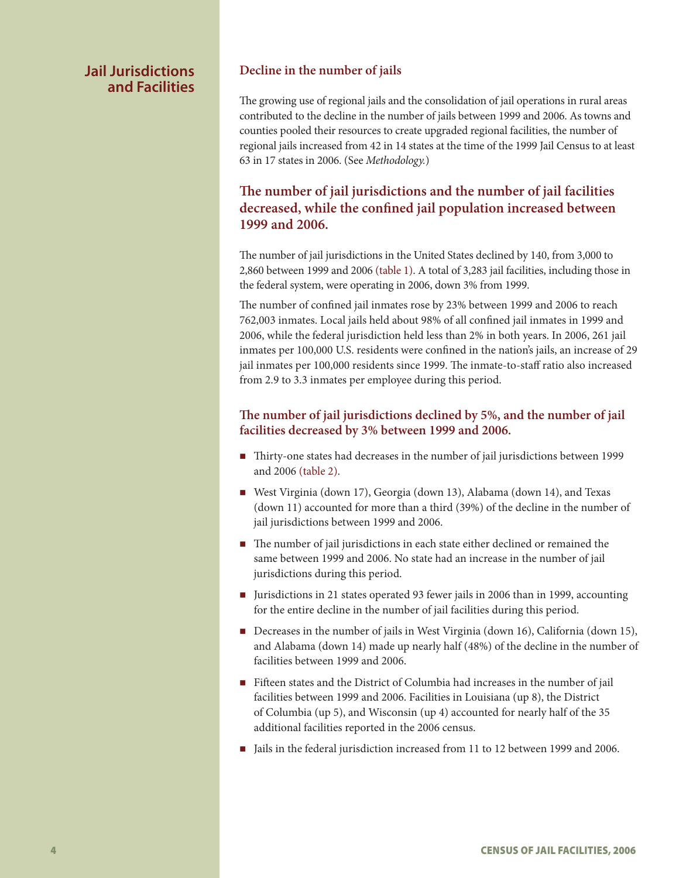## Jail Jurisdictions and Facilities

### Decline in the number of jails

The growing use of regional jails and the consolidation of jail operations in rural areas contributed to the decline in the number of jails between 1999 and 2006. As towns and counties pooled their resources to create upgraded regional facilities, the number of regional jails increased from 42 in 14 states at the time of the 1999 Jail Census to at least 63 in 17 states in 2006. (See *Methodology.*)

### The number of jail jurisdictions and the number of jail facilities decreased, while the confined jail population increased between 1999 and 2006.

The number of jail jurisdictions in the United States declined by 140, from 3,000 to 2,860 between 1999 and 2006 (table 1). A total of 3,283 jail facilities, including those in the federal system, were operating in 2006, down 3% from 1999.

The number of confined jail inmates rose by 23% between 1999 and 2006 to reach 762,003 inmates. Local jails held about 98% of all confined jail inmates in 1999 and 2006, while the federal jurisdiction held less than 2% in both years. In 2006, 261 jail inmates per 100,000 U.S. residents were confined in the nation's jails, an increase of 29 jail inmates per 100,000 residents since 1999. The inmate-to-staff ratio also increased from 2.9 to 3.3 inmates per employee during this period.

### The number of jail jurisdictions declined by 5%, and the number of jail facilities decreased by 3% between 1999 and 2006.

- Thirty-one states had decreases in the number of jail jurisdictions between 1999 and 2006 (table 2).
- West Virginia (down 17), Georgia (down 13), Alabama (down 14), and Texas (down 11) accounted for more than a third (39%) of the decline in the number of jail jurisdictions between 1999 and 2006.
- The number of jail jurisdictions in each state either declined or remained the same between 1999 and 2006. No state had an increase in the number of jail jurisdictions during this period.
- Jurisdictions in 21 states operated 93 fewer jails in 2006 than in 1999, accounting for the entire decline in the number of jail facilities during this period.
- Decreases in the number of jails in West Virginia (down 16), California (down 15), and Alabama (down 14) made up nearly half (48%) of the decline in the number of facilities between 1999 and 2006.
- Fifteen states and the District of Columbia had increases in the number of jail facilities between 1999 and 2006. Facilities in Louisiana (up 8), the District of Columbia (up 5), and Wisconsin (up 4) accounted for nearly half of the 35 additional facilities reported in the 2006 census.
- Jails in the federal jurisdiction increased from 11 to 12 between 1999 and 2006.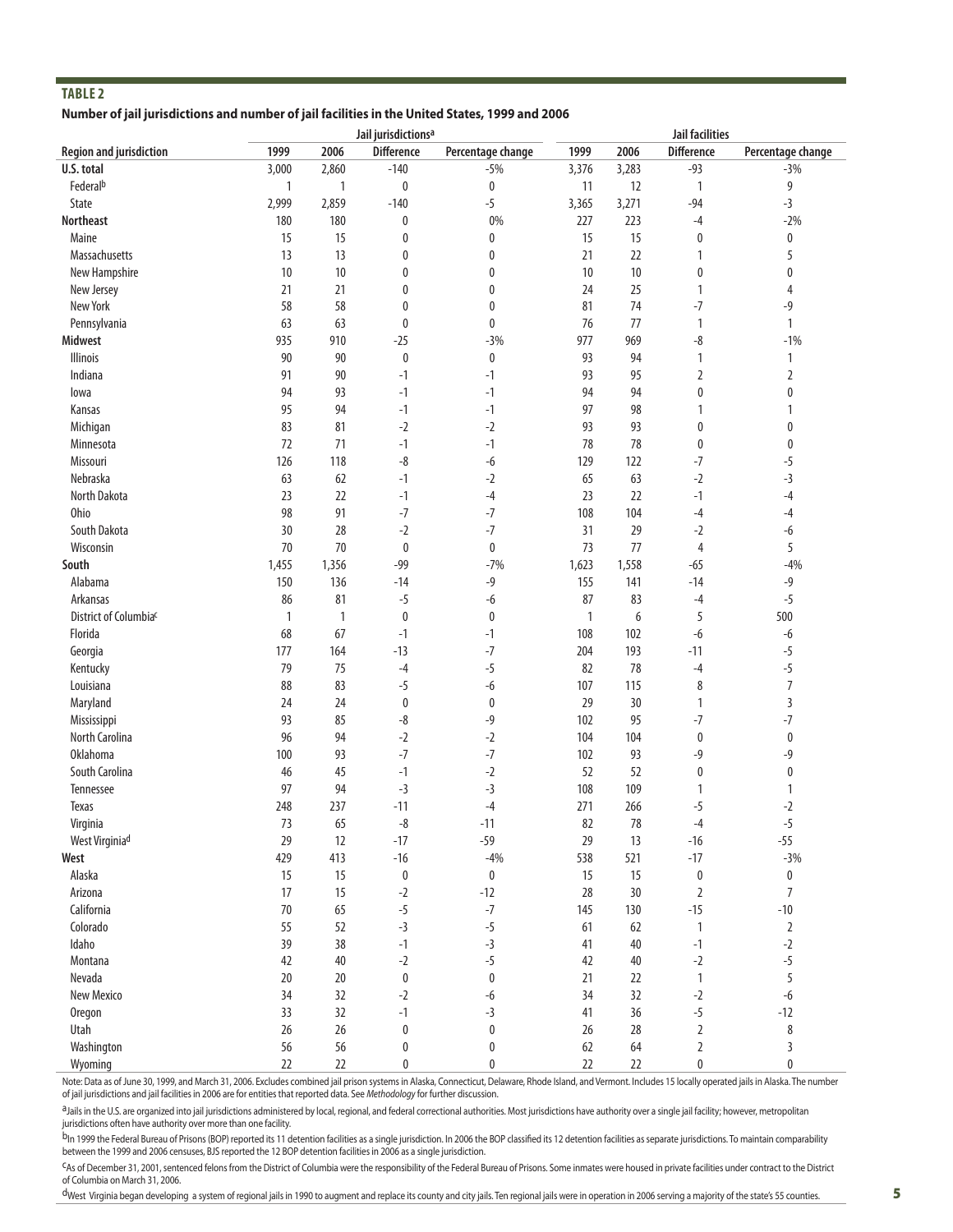**TABLE 2**

**Number of jail jurisdictions and number of jail facilities in the United States, 1999 and 2006**

| Region and jurisdiction | Jail jurisdictions[a] | | | | Jail facilities | | | |
|---|---|---|---|---|---|---|---|---|
| | 1999 | 2006 | Difference | Percentage change | 1999 | 2006 | Difference | Percentage change |
| **U.S. total** | 3,000 | 2,860 | -140 | -5% | 3,376 | 3,283 | -93 | -3% |
| Federal[b] | 1 | 1 | 0 | 0 | 11 | 12 | 1 | 9 |
| State | 2,999 | 2,859 | -140 | -5 | 3,365 | 3,271 | -94 | -3 |
| **Northeast** | 180 | 180 | 0 | 0% | 227 | 223 | -4 | -2% |
| Maine | 15 | 15 | 0 | 0 | 15 | 15 | 0 | 0 |
| Massachusetts | 13 | 13 | 0 | 0 | 21 | 22 | 1 | 5 |
| New Hampshire | 10 | 10 | 0 | 0 | 10 | 10 | 0 | 0 |
| New Jersey | 21 | 21 | 0 | 0 | 24 | 25 | 1 | 4 |
| New York | 58 | 58 | 0 | 0 | 81 | 74 | -7 | -9 |
| Pennsylvania | 63 | 63 | 0 | 0 | 76 | 77 | 1 | 1 |
| **Midwest** | 935 | 910 | -25 | -3% | 977 | 969 | -8 | -1% |
| Illinois | 90 | 90 | 0 | 0 | 93 | 94 | 1 | 1 |
| Indiana | 91 | 90 | -1 | -1 | 93 | 95 | 2 | 2 |
| Iowa | 94 | 93 | -1 | -1 | 94 | 94 | 0 | 0 |
| Kansas | 95 | 94 | -1 | -1 | 97 | 98 | 1 | 1 |
| Michigan | 83 | 81 | -2 | -2 | 93 | 93 | 0 | 0 |
| Minnesota | 72 | 71 | -1 | -1 | 78 | 78 | 0 | 0 |
| Missouri | 126 | 118 | -8 | -6 | 129 | 122 | -7 | -5 |
| Nebraska | 63 | 62 | -1 | -2 | 65 | 63 | -2 | -3 |
| North Dakota | 23 | 22 | -1 | -4 | 23 | 22 | -1 | -4 |
| Ohio | 98 | 91 | -7 | -7 | 108 | 104 | -4 | -4 |
| South Dakota | 30 | 28 | -2 | -7 | 31 | 29 | -2 | -6 |
| Wisconsin | 70 | 70 | 0 | 0 | 73 | 77 | 4 | 5 |
| **South** | 1,455 | 1,356 | -99 | -7% | 1,623 | 1,558 | -65 | -4% |
| Alabama | 150 | 136 | -14 | -9 | 155 | 141 | -14 | -9 |
| Arkansas | 86 | 81 | -5 | -6 | 87 | 83 | -4 | -5 |
| District of Columbia[c] | 1 | 1 | 0 | 0 | 1 | 6 | 5 | 500 |
| Florida | 68 | 67 | -1 | -1 | 108 | 102 | -6 | -6 |
| Georgia | 177 | 164 | -13 | -7 | 204 | 193 | -11 | -5 |
| Kentucky | 79 | 75 | -4 | -5 | 82 | 78 | -4 | -5 |
| Louisiana | 88 | 83 | -5 | -6 | 107 | 115 | 8 | 7 |
| Maryland | 24 | 24 | 0 | 0 | 29 | 30 | 1 | 3 |
| Mississippi | 93 | 85 | -8 | -9 | 102 | 95 | -7 | -7 |
| North Carolina | 96 | 94 | -2 | -2 | 104 | 104 | 0 | 0 |
| Oklahoma | 100 | 93 | -7 | -7 | 102 | 93 | -9 | -9 |
| South Carolina | 46 | 45 | -1 | -2 | 52 | 52 | 0 | 0 |
| Tennessee | 97 | 94 | -3 | -3 | 108 | 109 | 1 | 1 |
| Texas | 248 | 237 | -11 | -4 | 271 | 266 | -5 | -2 |
| Virginia | 73 | 65 | -8 | -11 | 82 | 78 | -4 | -5 |
| West Virginia[d] | 29 | 12 | -17 | -59 | 29 | 13 | -16 | -55 |
| **West** | 429 | 413 | -16 | -4% | 538 | 521 | -17 | -3% |
| Alaska | 15 | 15 | 0 | 0 | 15 | 15 | 0 | 0 |
| Arizona | 17 | 15 | -2 | -12 | 28 | 30 | 2 | 7 |
| California | 70 | 65 | -5 | -7 | 145 | 130 | -15 | -10 |
| Colorado | 55 | 52 | -3 | -5 | 61 | 62 | 1 | 2 |
| Idaho | 39 | 38 | -1 | -3 | 41 | 40 | -1 | -2 |
| Montana | 42 | 40 | -2 | -5 | 42 | 40 | -2 | -5 |
| Nevada | 20 | 20 | 0 | 0 | 21 | 22 | 1 | 5 |
| New Mexico | 34 | 32 | -2 | -6 | 34 | 32 | -2 | -6 |
| Oregon | 33 | 32 | -1 | -3 | 41 | 36 | -5 | -12 |
| Utah | 26 | 26 | 0 | 0 | 26 | 28 | 2 | 8 |
| Washington | 56 | 56 | 0 | 0 | 62 | 64 | 2 | 3 |
| Wyoming | 22 | 22 | 0 | 0 | 22 | 22 | 0 | 0 |

Note: Data as of June 30, 1999, and March 31, 2006. Excludes combined jail prison systems in Alaska, Connecticut, Delaware, Rhode Island, and Vermont. Includes 15 locally operated jails in Alaska. The number of jail jurisdictions and jail facilities in 2006 are for entities that reported data. See *Methodology* for further discussion.

[a]Jails in the U.S. are organized into jail jurisdictions administered by local, regional, and federal correctional authorities. Most jurisdictions have authority over a single jail facility; however, metropolitan jurisdictions often have authority over more than one facility.

[b]In 1999 the Federal Bureau of Prisons (BOP) reported its 11 detention facilities as a single jurisdiction. In 2006 the BOP classified its 12 detention facilities as separate jurisdictions. To maintain comparability between the 1999 and 2006 censuses, BJS reported the 12 BOP detention facilities in 2006 as a single jurisdiction.

[c]As of December 31, 2001, sentenced felons from the District of Columbia were the responsibility of the Federal Bureau of Prisons. Some inmates were housed in private facilities under contract to the District of Columbia on March 31, 2006.

[d]West Virginia began developing a system of regional jails in 1990 to augment and replace its county and city jails. Ten regional jails were in operation in 2006 serving a majority of the state's 55 counties.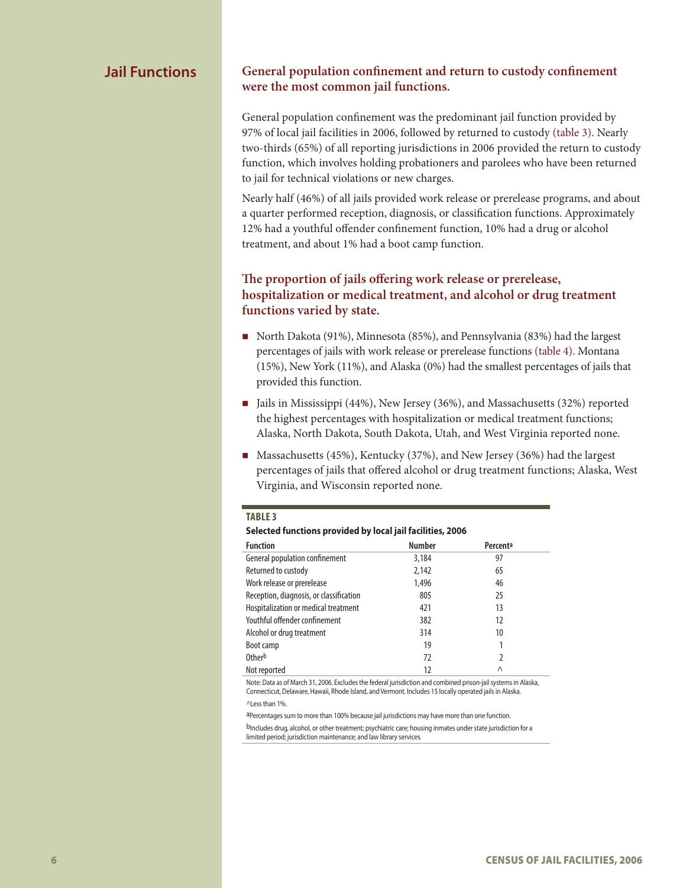## Jail Functions

### General population confinement and return to custody confinement were the most common jail functions.

General population confinement was the predominant jail function provided by 97% of local jail facilities in 2006, followed by returned to custody (table 3). Nearly two-thirds (65%) of all reporting jurisdictions in 2006 provided the return to custody function, which involves holding probationers and parolees who have been returned to jail for technical violations or new charges.

Nearly half (46%) of all jails provided work release or prerelease programs, and about a quarter performed reception, diagnosis, or classification functions. Approximately 12% had a youthful offender confinement function, 10% had a drug or alcohol treatment, and about 1% had a boot camp function.

### The proportion of jails offering work release or prerelease, hospitalization or medical treatment, and alcohol or drug treatment functions varied by state.

- North Dakota (91%), Minnesota (85%), and Pennsylvania (83%) had the largest percentages of jails with work release or prerelease functions (table 4). Montana (15%), New York (11%), and Alaska (0%) had the smallest percentages of jails that provided this function.
- Jails in Mississippi (44%), New Jersey (36%), and Massachusetts (32%) reported the highest percentages with hospitalization or medical treatment functions; Alaska, North Dakota, South Dakota, Utah, and West Virginia reported none.
- Massachusetts (45%), Kentucky (37%), and New Jersey (36%) had the largest percentages of jails that offered alcohol or drug treatment functions; Alaska, West Virginia, and Wisconsin reported none.

**TABLE 3**

**Selected functions provided by local jail facilities, 2006**

| Function | Number | Percent[a] |
|---|---|---|
| General population confinement | 3,184 | 97 |
| Returned to custody | 2,142 | 65 |
| Work release or prerelease | 1,496 | 46 |
| Reception, diagnosis, or classification | 805 | 25 |
| Hospitalization or medical treatment | 421 | 13 |
| Youthful offender confinement | 382 | 12 |
| Alcohol or drug treatment | 314 | 10 |
| Boot camp | 19 | 1 |
| Other[b] | 72 | 2 |
| Not reported | 12 | ^ |

Note: Data as of March 31, 2006. Excludes the federal jurisdiction and combined prison-jail systems in Alaska, Connecticut, Delaware, Hawaii, Rhode Island, and Vermont. Includes 15 locally operated jails in Alaska.

^Less than 1%.

[a]Percentages sum to more than 100% because jail jurisdictions may have more than one function.

[b]Includes drug, alcohol, or other treatment; psychiatric care; housing inmates under state jurisdiction for a limited period; jurisdiction maintenance; and law library services.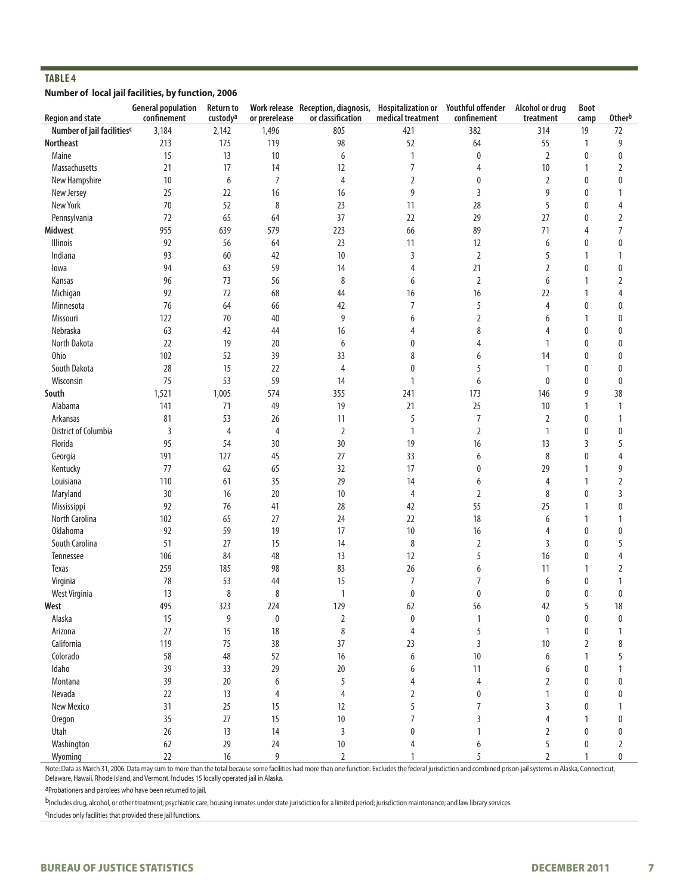**TABLE 4**

**Number of local jail facilities, by function, 2006**

| Region and state | General population confinement | Return to custody[a] | Work release or prerelease | Reception, diagnosis, or classification | Hospitalization or medical treatment | Youthful offender confinement | Alcohol or drug treatment | Boot camp | Other[b] |
|---|---|---|---|---|---|---|---|---|---|
| Number of jail facilities[c] | 3,184 | 2,142 | 1,496 | 805 | 421 | 382 | 314 | 19 | 72 |
| **Northeast** | 213 | 175 | 119 | 98 | 52 | 64 | 55 | 1 | 9 |
| Maine | 15 | 13 | 10 | 6 | 1 | 0 | 2 | 0 | 0 |
| Massachusetts | 21 | 17 | 14 | 12 | 7 | 4 | 10 | 1 | 2 |
| New Hampshire | 10 | 6 | 7 | 4 | 2 | 0 | 2 | 0 | 0 |
| New Jersey | 25 | 22 | 16 | 16 | 9 | 3 | 9 | 0 | 1 |
| New York | 70 | 52 | 8 | 23 | 11 | 28 | 5 | 0 | 4 |
| Pennsylvania | 72 | 65 | 64 | 37 | 22 | 29 | 27 | 0 | 2 |
| **Midwest** | 955 | 639 | 579 | 223 | 66 | 89 | 71 | 4 | 7 |
| Illinois | 92 | 56 | 64 | 23 | 11 | 12 | 6 | 0 | 0 |
| Indiana | 93 | 60 | 42 | 10 | 3 | 2 | 5 | 1 | 1 |
| Iowa | 94 | 63 | 59 | 14 | 4 | 21 | 2 | 0 | 0 |
| Kansas | 96 | 73 | 56 | 8 | 6 | 2 | 6 | 1 | 2 |
| Michigan | 92 | 72 | 68 | 44 | 16 | 16 | 22 | 1 | 4 |
| Minnesota | 76 | 64 | 66 | 42 | 7 | 5 | 4 | 0 | 0 |
| Missouri | 122 | 70 | 40 | 9 | 6 | 2 | 6 | 1 | 0 |
| Nebraska | 63 | 42 | 44 | 16 | 4 | 8 | 4 | 0 | 0 |
| North Dakota | 22 | 19 | 20 | 6 | 0 | 4 | 1 | 0 | 0 |
| Ohio | 102 | 52 | 39 | 33 | 8 | 6 | 14 | 0 | 0 |
| South Dakota | 28 | 15 | 22 | 4 | 0 | 5 | 1 | 0 | 0 |
| Wisconsin | 75 | 53 | 59 | 14 | 1 | 6 | 0 | 0 | 0 |
| **South** | 1,521 | 1,005 | 574 | 355 | 241 | 173 | 146 | 9 | 38 |
| Alabama | 141 | 71 | 49 | 19 | 21 | 25 | 10 | 1 | 1 |
| Arkansas | 81 | 53 | 26 | 11 | 5 | 7 | 2 | 0 | 1 |
| District of Columbia | 3 | 4 | 4 | 2 | 1 | 2 | 1 | 0 | 0 |
| Florida | 95 | 54 | 30 | 30 | 19 | 16 | 13 | 3 | 5 |
| Georgia | 191 | 127 | 45 | 27 | 33 | 6 | 8 | 0 | 4 |
| Kentucky | 77 | 62 | 65 | 32 | 17 | 0 | 29 | 1 | 9 |
| Louisiana | 110 | 61 | 35 | 29 | 14 | 6 | 4 | 1 | 2 |
| Maryland | 30 | 16 | 20 | 10 | 4 | 2 | 8 | 0 | 3 |
| Mississippi | 92 | 76 | 41 | 28 | 42 | 55 | 25 | 1 | 0 |
| North Carolina | 102 | 65 | 27 | 24 | 22 | 18 | 6 | 1 | 1 |
| Oklahoma | 92 | 59 | 19 | 17 | 10 | 16 | 4 | 0 | 0 |
| South Carolina | 51 | 27 | 15 | 14 | 8 | 2 | 3 | 0 | 5 |
| Tennessee | 106 | 84 | 48 | 13 | 12 | 5 | 16 | 0 | 4 |
| Texas | 259 | 185 | 98 | 83 | 26 | 6 | 11 | 1 | 2 |
| Virginia | 78 | 53 | 44 | 15 | 7 | 7 | 6 | 0 | 1 |
| West Virginia | 13 | 8 | 8 | 1 | 0 | 0 | 0 | 0 | 0 |
| **West** | 495 | 323 | 224 | 129 | 62 | 56 | 42 | 5 | 18 |
| Alaska | 15 | 9 | 0 | 2 | 0 | 1 | 0 | 0 | 0 |
| Arizona | 27 | 15 | 18 | 8 | 4 | 5 | 1 | 0 | 1 |
| California | 119 | 75 | 38 | 37 | 23 | 3 | 10 | 2 | 8 |
| Colorado | 58 | 48 | 52 | 16 | 6 | 10 | 6 | 1 | 5 |
| Idaho | 39 | 33 | 29 | 20 | 6 | 11 | 6 | 0 | 1 |
| Montana | 39 | 20 | 6 | 5 | 4 | 4 | 2 | 0 | 0 |
| Nevada | 22 | 13 | 4 | 4 | 2 | 0 | 1 | 0 | 0 |
| New Mexico | 31 | 25 | 15 | 12 | 5 | 7 | 3 | 0 | 1 |
| Oregon | 35 | 27 | 15 | 10 | 7 | 3 | 4 | 1 | 0 |
| Utah | 26 | 13 | 14 | 3 | 0 | 1 | 2 | 0 | 0 |
| Washington | 62 | 29 | 24 | 10 | 4 | 6 | 5 | 0 | 2 |
| Wyoming | 22 | 16 | 9 | 2 | 1 | 5 | 2 | 1 | 0 |

Note: Data as March 31, 2006. Data may sum to more than the total because some facilities had more than one function. Excludes the federal jurisdiction and combined prison-jail systems in Alaska, Connecticut, Delaware, Hawaii, Rhode Island, and Vermont. Includes 15 locally operated jail in Alaska.

[a]Probationers and parolees who have been returned to jail.

[b]Includes drug, alcohol, or other treatment; psychiatric care; housing inmates under state jurisdiction for a limited period; jurisdiction maintenance; and law library services.

[c]Includes only facilities that provided these jail functions.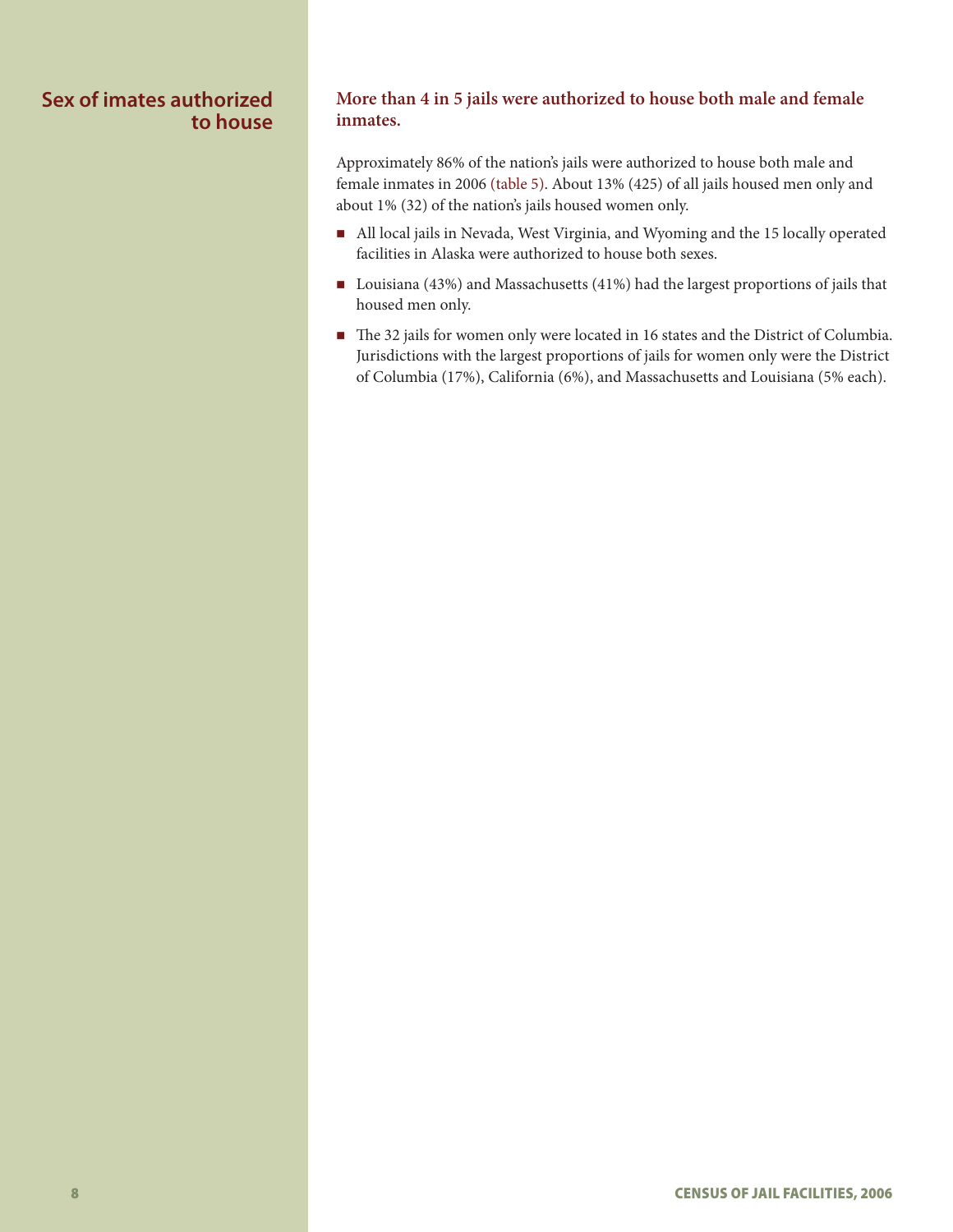## Sex of imates authorized to house

### More than 4 in 5 jails were authorized to house both male and female inmates.

Approximately 86% of the nation's jails were authorized to house both male and female inmates in 2006 (table 5). About 13% (425) of all jails housed men only and about 1% (32) of the nation's jails housed women only.

- All local jails in Nevada, West Virginia, and Wyoming and the 15 locally operated facilities in Alaska were authorized to house both sexes.
- Louisiana (43%) and Massachusetts (41%) had the largest proportions of jails that housed men only.
- The 32 jails for women only were located in 16 states and the District of Columbia. Jurisdictions with the largest proportions of jails for women only were the District of Columbia (17%), California (6%), and Massachusetts and Louisiana (5% each).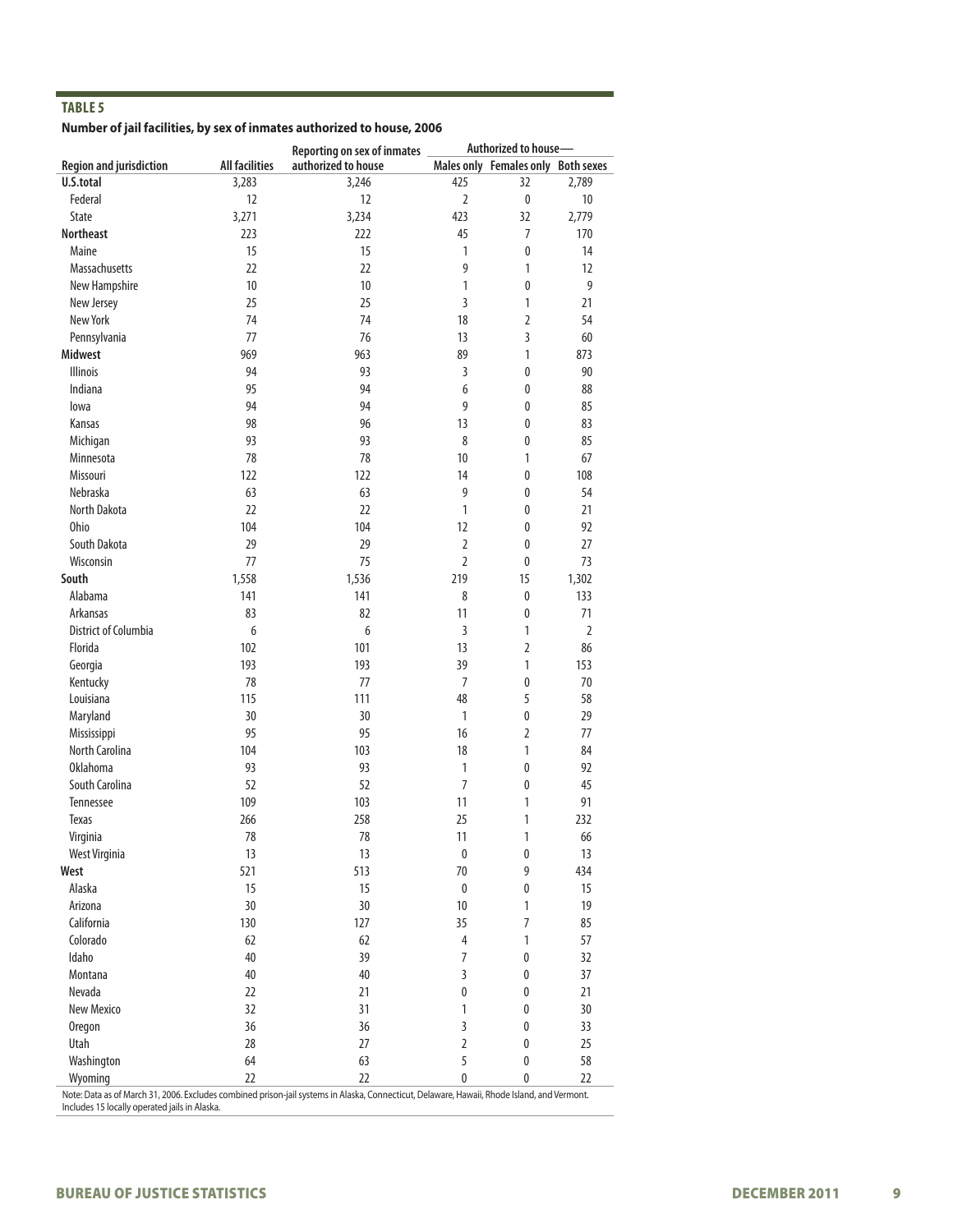**TABLE 5**

**Number of jail facilities, by sex of inmates authorized to house, 2006**

| Region and jurisdiction | All facilities | Reporting on sex of inmates authorized to house | Authorized to house— | | |
|---|---|---|---|---|---|
| | | | Males only | Females only | Both sexes |
| **U.S.total** | 3,283 | 3,246 | 425 | 32 | 2,789 |
| Federal | 12 | 12 | 2 | 0 | 10 |
| State | 3,271 | 3,234 | 423 | 32 | 2,779 |
| **Northeast** | 223 | 222 | 45 | 7 | 170 |
| Maine | 15 | 15 | 1 | 0 | 14 |
| Massachusetts | 22 | 22 | 9 | 1 | 12 |
| New Hampshire | 10 | 10 | 1 | 0 | 9 |
| New Jersey | 25 | 25 | 3 | 1 | 21 |
| New York | 74 | 74 | 18 | 2 | 54 |
| Pennsylvania | 77 | 76 | 13 | 3 | 60 |
| **Midwest** | 969 | 963 | 89 | 1 | 873 |
| Illinois | 94 | 93 | 3 | 0 | 90 |
| Indiana | 95 | 94 | 6 | 0 | 88 |
| Iowa | 94 | 94 | 9 | 0 | 85 |
| Kansas | 98 | 96 | 13 | 0 | 83 |
| Michigan | 93 | 93 | 8 | 0 | 85 |
| Minnesota | 78 | 78 | 10 | 1 | 67 |
| Missouri | 122 | 122 | 14 | 0 | 108 |
| Nebraska | 63 | 63 | 9 | 0 | 54 |
| North Dakota | 22 | 22 | 1 | 0 | 21 |
| Ohio | 104 | 104 | 12 | 0 | 92 |
| South Dakota | 29 | 29 | 2 | 0 | 27 |
| Wisconsin | 77 | 75 | 2 | 0 | 73 |
| **South** | 1,558 | 1,536 | 219 | 15 | 1,302 |
| Alabama | 141 | 141 | 8 | 0 | 133 |
| Arkansas | 83 | 82 | 11 | 0 | 71 |
| District of Columbia | 6 | 6 | 3 | 1 | 2 |
| Florida | 102 | 101 | 13 | 2 | 86 |
| Georgia | 193 | 193 | 39 | 1 | 153 |
| Kentucky | 78 | 77 | 7 | 0 | 70 |
| Louisiana | 115 | 111 | 48 | 5 | 58 |
| Maryland | 30 | 30 | 1 | 0 | 29 |
| Mississippi | 95 | 95 | 16 | 2 | 77 |
| North Carolina | 104 | 103 | 18 | 1 | 84 |
| Oklahoma | 93 | 93 | 1 | 0 | 92 |
| South Carolina | 52 | 52 | 7 | 0 | 45 |
| Tennessee | 109 | 103 | 11 | 1 | 91 |
| Texas | 266 | 258 | 25 | 1 | 232 |
| Virginia | 78 | 78 | 11 | 1 | 66 |
| West Virginia | 13 | 13 | 0 | 0 | 13 |
| **West** | 521 | 513 | 70 | 9 | 434 |
| Alaska | 15 | 15 | 0 | 0 | 15 |
| Arizona | 30 | 30 | 10 | 1 | 19 |
| California | 130 | 127 | 35 | 7 | 85 |
| Colorado | 62 | 62 | 4 | 1 | 57 |
| Idaho | 40 | 39 | 7 | 0 | 32 |
| Montana | 40 | 40 | 3 | 0 | 37 |
| Nevada | 22 | 21 | 0 | 0 | 21 |
| New Mexico | 32 | 31 | 1 | 0 | 30 |
| Oregon | 36 | 36 | 3 | 0 | 33 |
| Utah | 28 | 27 | 2 | 0 | 25 |
| Washington | 64 | 63 | 5 | 0 | 58 |
| Wyoming | 22 | 22 | 0 | 0 | 22 |

Note: Data as of March 31, 2006. Excludes combined prison-jail systems in Alaska, Connecticut, Delaware, Hawaii, Rhode Island, and Vermont. Includes 15 locally operated jails in Alaska.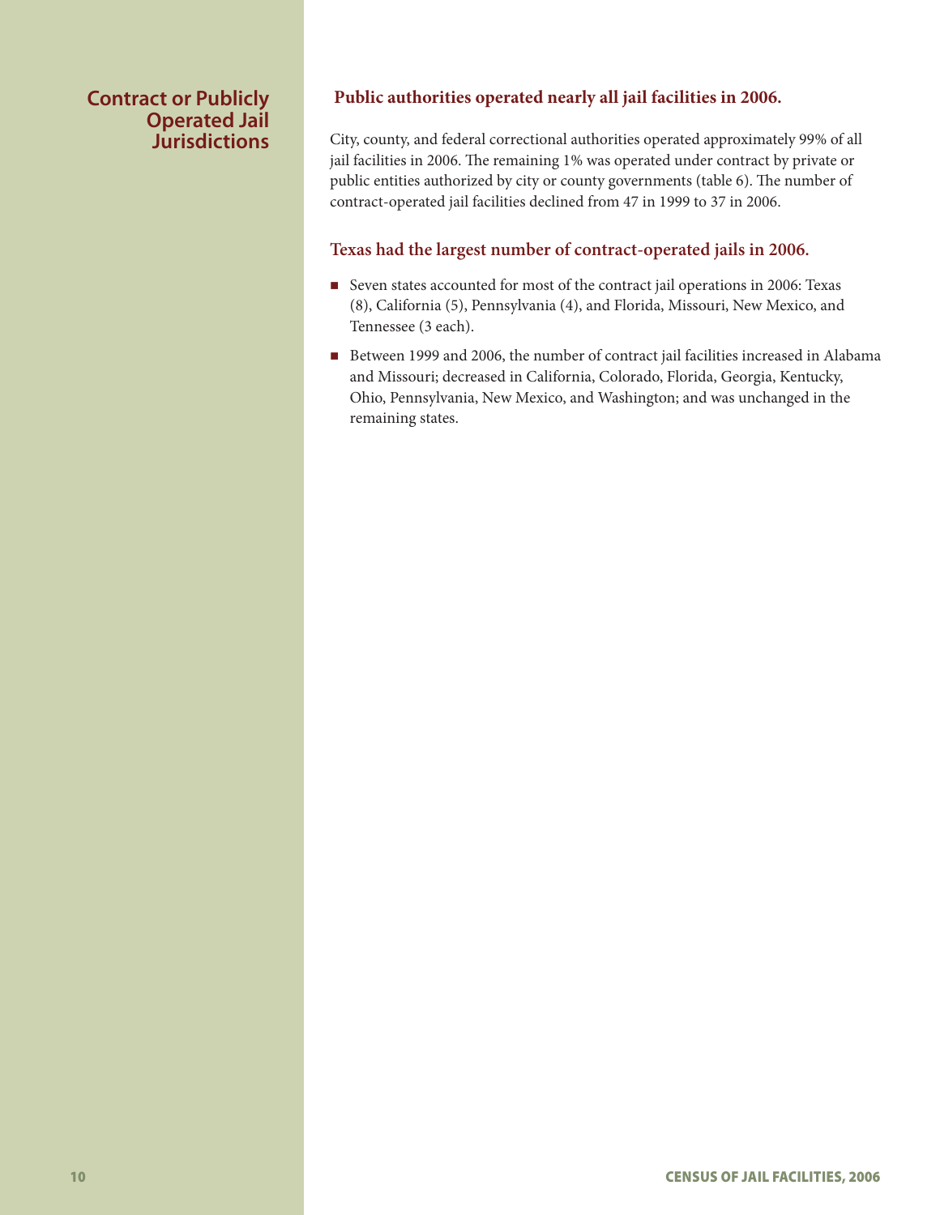## Contract or Publicly Operated Jail Jurisdictions

### Public authorities operated nearly all jail facilities in 2006.

City, county, and federal correctional authorities operated approximately 99% of all jail facilities in 2006. The remaining 1% was operated under contract by private or public entities authorized by city or county governments (table 6). The number of contract-operated jail facilities declined from 47 in 1999 to 37 in 2006.

### Texas had the largest number of contract-operated jails in 2006.

- Seven states accounted for most of the contract jail operations in 2006: Texas (8), California (5), Pennsylvania (4), and Florida, Missouri, New Mexico, and Tennessee (3 each).
- Between 1999 and 2006, the number of contract jail facilities increased in Alabama and Missouri; decreased in California, Colorado, Florida, Georgia, Kentucky, Ohio, Pennsylvania, New Mexico, and Washington; and was unchanged in the remaining states.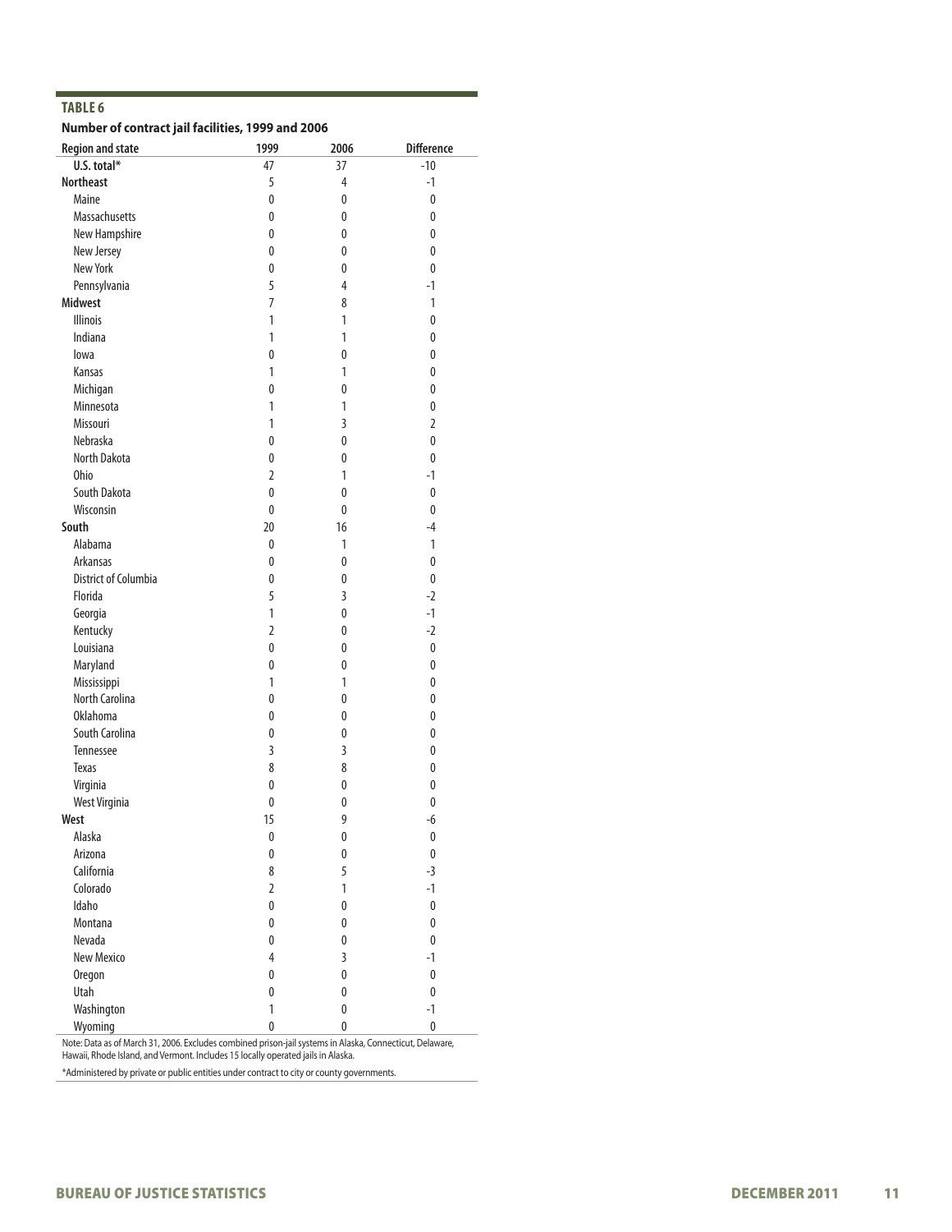**TABLE 6**

**Number of contract jail facilities, 1999 and 2006**

| Region and state | 1999 | 2006 | Difference |
|---|---|---|---|
| **U.S. total*** | 47 | 37 | -10 |
| **Northeast** | 5 | 4 | -1 |
| Maine | 0 | 0 | 0 |
| Massachusetts | 0 | 0 | 0 |
| New Hampshire | 0 | 0 | 0 |
| New Jersey | 0 | 0 | 0 |
| New York | 0 | 0 | 0 |
| Pennsylvania | 5 | 4 | -1 |
| **Midwest** | 7 | 8 | 1 |
| Illinois | 1 | 1 | 0 |
| Indiana | 1 | 1 | 0 |
| Iowa | 0 | 0 | 0 |
| Kansas | 1 | 1 | 0 |
| Michigan | 0 | 0 | 0 |
| Minnesota | 1 | 1 | 0 |
| Missouri | 1 | 3 | 2 |
| Nebraska | 0 | 0 | 0 |
| North Dakota | 0 | 0 | 0 |
| Ohio | 2 | 1 | -1 |
| South Dakota | 0 | 0 | 0 |
| Wisconsin | 0 | 0 | 0 |
| **South** | 20 | 16 | -4 |
| Alabama | 0 | 1 | 1 |
| Arkansas | 0 | 0 | 0 |
| District of Columbia | 0 | 0 | 0 |
| Florida | 5 | 3 | -2 |
| Georgia | 1 | 0 | -1 |
| Kentucky | 2 | 0 | -2 |
| Louisiana | 0 | 0 | 0 |
| Maryland | 0 | 0 | 0 |
| Mississippi | 1 | 1 | 0 |
| North Carolina | 0 | 0 | 0 |
| Oklahoma | 0 | 0 | 0 |
| South Carolina | 0 | 0 | 0 |
| Tennessee | 3 | 3 | 0 |
| Texas | 8 | 8 | 0 |
| Virginia | 0 | 0 | 0 |
| West Virginia | 0 | 0 | 0 |
| **West** | 15 | 9 | -6 |
| Alaska | 0 | 0 | 0 |
| Arizona | 0 | 0 | 0 |
| California | 8 | 5 | -3 |
| Colorado | 2 | 1 | -1 |
| Idaho | 0 | 0 | 0 |
| Montana | 0 | 0 | 0 |
| Nevada | 0 | 0 | 0 |
| New Mexico | 4 | 3 | -1 |
| Oregon | 0 | 0 | 0 |
| Utah | 0 | 0 | 0 |
| Washington | 1 | 0 | -1 |
| Wyoming | 0 | 0 | 0 |

Note: Data as of March 31, 2006. Excludes combined prison-jail systems in Alaska, Connecticut, Delaware, Hawaii, Rhode Island, and Vermont. Includes 15 locally operated jails in Alaska.

*Administered by private or public entities under contract to city or county governments.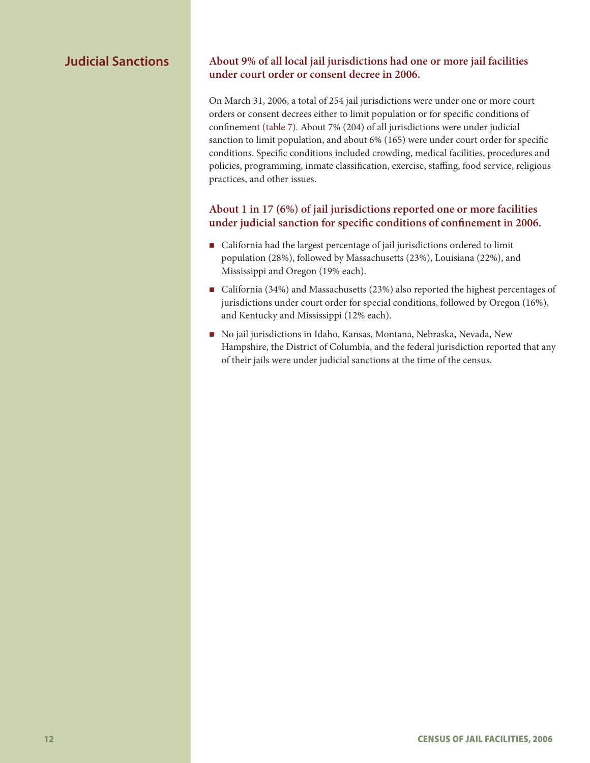## Judicial Sanctions

### About 9% of all local jail jurisdictions had one or more jail facilities under court order or consent decree in 2006.

On March 31, 2006, a total of 254 jail jurisdictions were under one or more court orders or consent decrees either to limit population or for specific conditions of confinement (table 7). About 7% (204) of all jurisdictions were under judicial sanction to limit population, and about 6% (165) were under court order for specific conditions. Specific conditions included crowding, medical facilities, procedures and policies, programming, inmate classification, exercise, staffing, food service, religious practices, and other issues.

### About 1 in 17 (6%) of jail jurisdictions reported one or more facilities under judicial sanction for specific conditions of confinement in 2006.

- California had the largest percentage of jail jurisdictions ordered to limit population (28%), followed by Massachusetts (23%), Louisiana (22%), and Mississippi and Oregon (19% each).
- California (34%) and Massachusetts (23%) also reported the highest percentages of jurisdictions under court order for special conditions, followed by Oregon (16%), and Kentucky and Mississippi (12% each).
- No jail jurisdictions in Idaho, Kansas, Montana, Nebraska, Nevada, New Hampshire, the District of Columbia, and the federal jurisdiction reported that any of their jails were under judicial sanctions at the time of the census.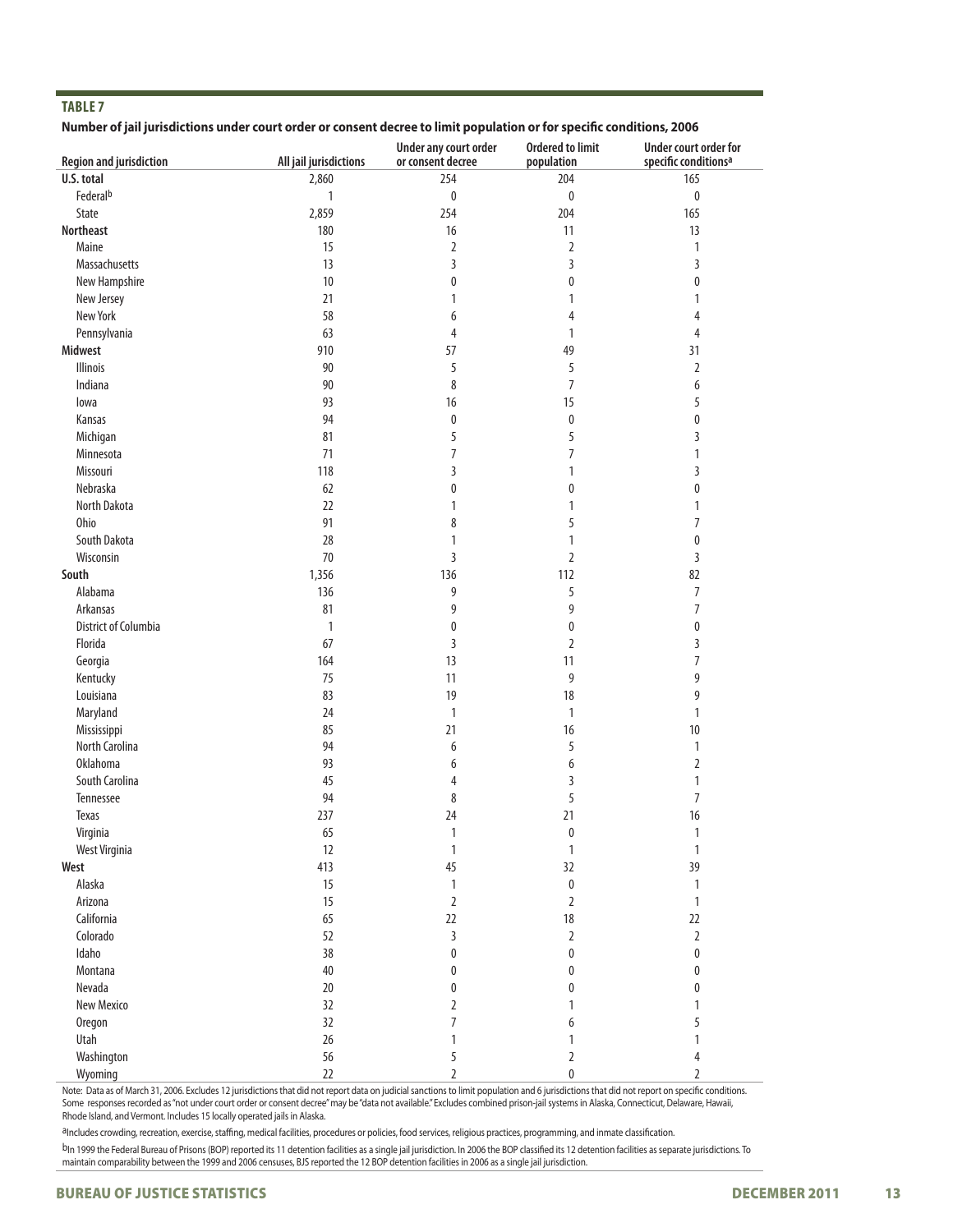**TABLE 7**

**Number of jail jurisdictions under court order or consent decree to limit population or for specific conditions, 2006**

| Region and jurisdiction | All jail jurisdictions | Under any court order or consent decree | Ordered to limit population | Under court order for specific conditions[a] |
|---|---|---|---|---|
| **U.S. total** | 2,860 | 254 | 204 | 165 |
| Federal[b] | 1 | 0 | 0 | 0 |
| State | 2,859 | 254 | 204 | 165 |
| **Northeast** | 180 | 16 | 11 | 13 |
| Maine | 15 | 2 | 2 | 1 |
| Massachusetts | 13 | 3 | 3 | 3 |
| New Hampshire | 10 | 0 | 0 | 0 |
| New Jersey | 21 | 1 | 1 | 1 |
| New York | 58 | 6 | 4 | 4 |
| Pennsylvania | 63 | 4 | 1 | 4 |
| **Midwest** | 910 | 57 | 49 | 31 |
| Illinois | 90 | 5 | 5 | 2 |
| Indiana | 90 | 8 | 7 | 6 |
| Iowa | 93 | 16 | 15 | 5 |
| Kansas | 94 | 0 | 0 | 0 |
| Michigan | 81 | 5 | 5 | 3 |
| Minnesota | 71 | 7 | 7 | 1 |
| Missouri | 118 | 3 | 1 | 3 |
| Nebraska | 62 | 0 | 0 | 0 |
| North Dakota | 22 | 1 | 1 | 1 |
| Ohio | 91 | 8 | 5 | 7 |
| South Dakota | 28 | 1 | 1 | 0 |
| Wisconsin | 70 | 3 | 2 | 3 |
| **South** | 1,356 | 136 | 112 | 82 |
| Alabama | 136 | 9 | 5 | 7 |
| Arkansas | 81 | 9 | 9 | 7 |
| District of Columbia | 1 | 0 | 0 | 0 |
| Florida | 67 | 3 | 2 | 3 |
| Georgia | 164 | 13 | 11 | 7 |
| Kentucky | 75 | 11 | 9 | 9 |
| Louisiana | 83 | 19 | 18 | 9 |
| Maryland | 24 | 1 | 1 | 1 |
| Mississippi | 85 | 21 | 16 | 10 |
| North Carolina | 94 | 6 | 5 | 1 |
| Oklahoma | 93 | 6 | 6 | 2 |
| South Carolina | 45 | 4 | 3 | 1 |
| Tennessee | 94 | 8 | 5 | 7 |
| Texas | 237 | 24 | 21 | 16 |
| Virginia | 65 | 1 | 0 | 1 |
| West Virginia | 12 | 1 | 1 | 1 |
| **West** | 413 | 45 | 32 | 39 |
| Alaska | 15 | 1 | 0 | 1 |
| Arizona | 15 | 2 | 2 | 1 |
| California | 65 | 22 | 18 | 22 |
| Colorado | 52 | 3 | 2 | 2 |
| Idaho | 38 | 0 | 0 | 0 |
| Montana | 40 | 0 | 0 | 0 |
| Nevada | 20 | 0 | 0 | 0 |
| New Mexico | 32 | 2 | 1 | 1 |
| Oregon | 32 | 7 | 6 | 5 |
| Utah | 26 | 1 | 1 | 1 |
| Washington | 56 | 5 | 2 | 4 |
| Wyoming | 22 | 2 | 0 | 2 |

Note: Data as of March 31, 2006. Excludes 12 jurisdictions that did not report data on judicial sanctions to limit population and 6 jurisdictions that did not report on specific conditions. Some responses recorded as "not under court order or consent decree" may be "data not available." Excludes combined prison-jail systems in Alaska, Connecticut, Delaware, Hawaii, Rhode Island, and Vermont. Includes 15 locally operated jails in Alaska.

[a]Includes crowding, recreation, exercise, staffing, medical facilities, procedures or policies, food services, religious practices, programming, and inmate classification.

[b]In 1999 the Federal Bureau of Prisons (BOP) reported its 11 detention facilities as a single jail jurisdiction. In 2006 the BOP classified its 12 detention facilities as separate jurisdictions. To maintain comparability between the 1999 and 2006 censuses, BJS reported the 12 BOP detention facilities in 2006 as a single jail jurisdiction.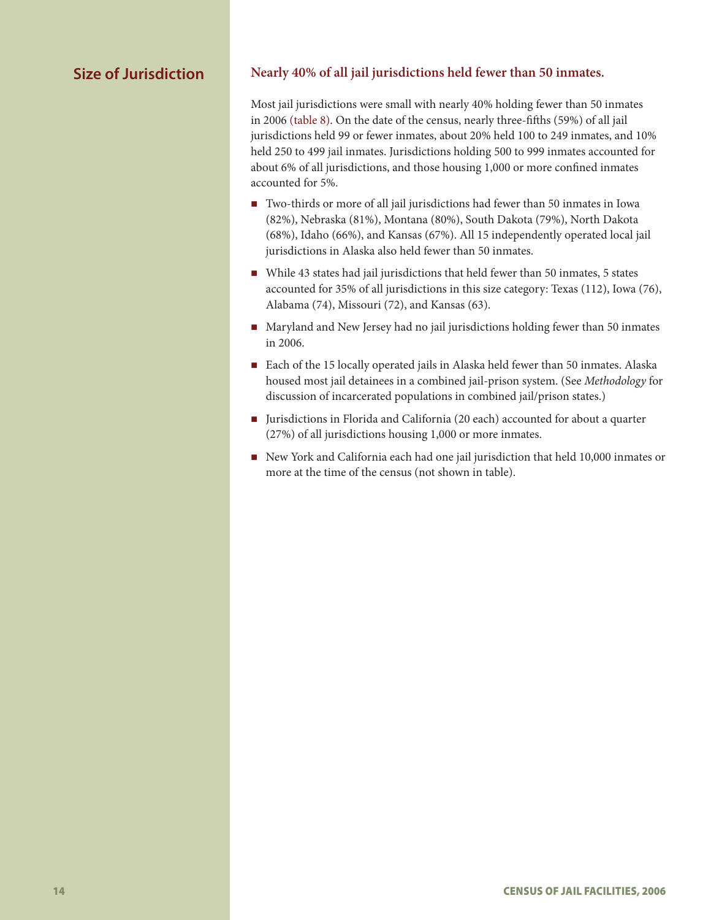## Size of Jurisdiction

### Nearly 40% of all jail jurisdictions held fewer than 50 inmates.

Most jail jurisdictions were small with nearly 40% holding fewer than 50 inmates in 2006 (table 8). On the date of the census, nearly three-fifths (59%) of all jail jurisdictions held 99 or fewer inmates, about 20% held 100 to 249 inmates, and 10% held 250 to 499 jail inmates. Jurisdictions holding 500 to 999 inmates accounted for about 6% of all jurisdictions, and those housing 1,000 or more confined inmates accounted for 5%.

- Two-thirds or more of all jail jurisdictions had fewer than 50 inmates in Iowa (82%), Nebraska (81%), Montana (80%), South Dakota (79%), North Dakota (68%), Idaho (66%), and Kansas (67%). All 15 independently operated local jail jurisdictions in Alaska also held fewer than 50 inmates.
- While 43 states had jail jurisdictions that held fewer than 50 inmates, 5 states accounted for 35% of all jurisdictions in this size category: Texas (112), Iowa (76), Alabama (74), Missouri (72), and Kansas (63).
- Maryland and New Jersey had no jail jurisdictions holding fewer than 50 inmates in 2006.
- Each of the 15 locally operated jails in Alaska held fewer than 50 inmates. Alaska housed most jail detainees in a combined jail-prison system. (See *Methodology* for discussion of incarcerated populations in combined jail/prison states.)
- Jurisdictions in Florida and California (20 each) accounted for about a quarter (27%) of all jurisdictions housing 1,000 or more inmates.
- New York and California each had one jail jurisdiction that held 10,000 inmates or more at the time of the census (not shown in table).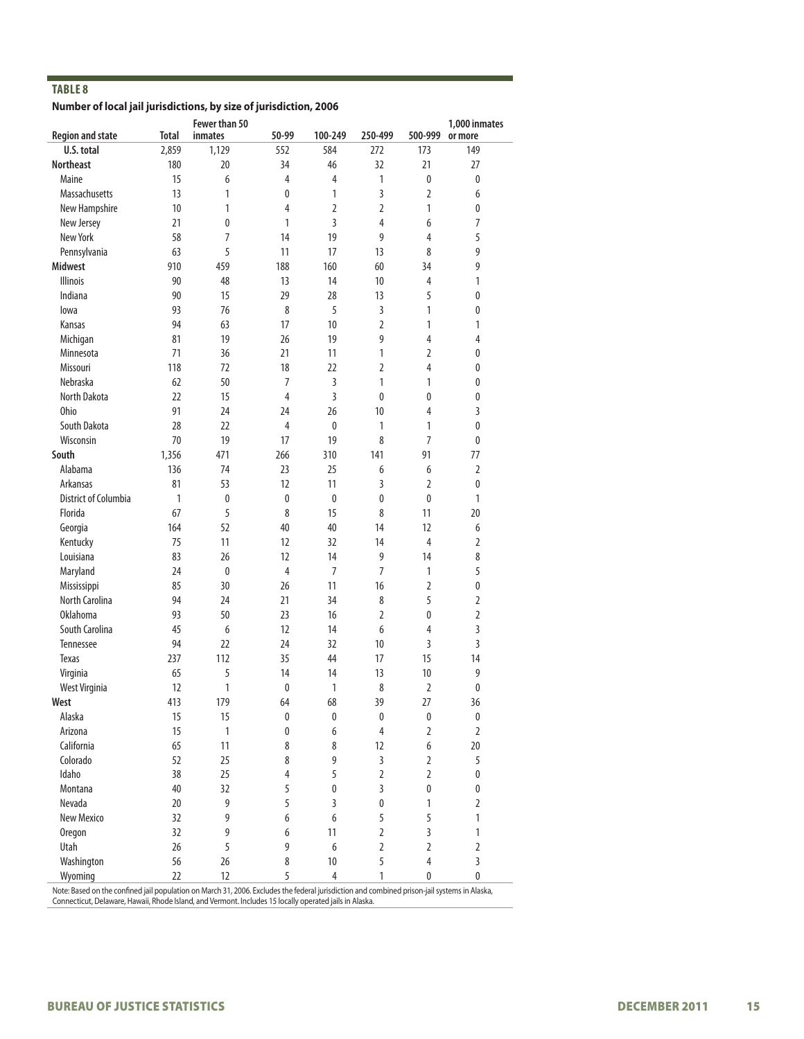**TABLE 8**

**Number of local jail jurisdictions, by size of jurisdiction, 2006**

| Region and state | Total | Fewer than 50 inmates | 50-99 | 100-249 | 250-499 | 500-999 | 1,000 inmates or more |
|---|---|---|---|---|---|---|---|
| **U.S. total** | 2,859 | 1,129 | 552 | 584 | 272 | 173 | 149 |
| **Northeast** | 180 | 20 | 34 | 46 | 32 | 21 | 27 |
| Maine | 15 | 6 | 4 | 4 | 1 | 0 | 0 |
| Massachusetts | 13 | 1 | 0 | 1 | 3 | 2 | 6 |
| New Hampshire | 10 | 1 | 4 | 2 | 2 | 1 | 0 |
| New Jersey | 21 | 0 | 1 | 3 | 4 | 6 | 7 |
| New York | 58 | 7 | 14 | 19 | 9 | 4 | 5 |
| Pennsylvania | 63 | 5 | 11 | 17 | 13 | 8 | 9 |
| **Midwest** | 910 | 459 | 188 | 160 | 60 | 34 | 9 |
| Illinois | 90 | 48 | 13 | 14 | 10 | 4 | 1 |
| Indiana | 90 | 15 | 29 | 28 | 13 | 5 | 0 |
| Iowa | 93 | 76 | 8 | 5 | 3 | 1 | 0 |
| Kansas | 94 | 63 | 17 | 10 | 2 | 1 | 1 |
| Michigan | 81 | 19 | 26 | 19 | 9 | 4 | 4 |
| Minnesota | 71 | 36 | 21 | 11 | 1 | 2 | 0 |
| Missouri | 118 | 72 | 18 | 22 | 2 | 4 | 0 |
| Nebraska | 62 | 50 | 7 | 3 | 1 | 1 | 0 |
| North Dakota | 22 | 15 | 4 | 3 | 0 | 0 | 0 |
| Ohio | 91 | 24 | 24 | 26 | 10 | 4 | 3 |
| South Dakota | 28 | 22 | 4 | 0 | 1 | 1 | 0 |
| Wisconsin | 70 | 19 | 17 | 19 | 8 | 7 | 0 |
| **South** | 1,356 | 471 | 266 | 310 | 141 | 91 | 77 |
| Alabama | 136 | 74 | 23 | 25 | 6 | 6 | 2 |
| Arkansas | 81 | 53 | 12 | 11 | 3 | 2 | 0 |
| District of Columbia | 1 | 0 | 0 | 0 | 0 | 0 | 1 |
| Florida | 67 | 5 | 8 | 15 | 8 | 11 | 20 |
| Georgia | 164 | 52 | 40 | 40 | 14 | 12 | 6 |
| Kentucky | 75 | 11 | 12 | 32 | 14 | 4 | 2 |
| Louisiana | 83 | 26 | 12 | 14 | 9 | 14 | 8 |
| Maryland | 24 | 0 | 4 | 7 | 7 | 1 | 5 |
| Mississippi | 85 | 30 | 26 | 11 | 16 | 2 | 0 |
| North Carolina | 94 | 24 | 21 | 34 | 8 | 5 | 2 |
| Oklahoma | 93 | 50 | 23 | 16 | 2 | 0 | 2 |
| South Carolina | 45 | 6 | 12 | 14 | 6 | 4 | 3 |
| Tennessee | 94 | 22 | 24 | 32 | 10 | 3 | 3 |
| Texas | 237 | 112 | 35 | 44 | 17 | 15 | 14 |
| Virginia | 65 | 5 | 14 | 14 | 13 | 10 | 9 |
| West Virginia | 12 | 1 | 0 | 1 | 8 | 2 | 0 |
| **West** | 413 | 179 | 64 | 68 | 39 | 27 | 36 |
| Alaska | 15 | 15 | 0 | 0 | 0 | 0 | 0 |
| Arizona | 15 | 1 | 0 | 6 | 4 | 2 | 2 |
| California | 65 | 11 | 8 | 8 | 12 | 6 | 20 |
| Colorado | 52 | 25 | 8 | 9 | 3 | 2 | 5 |
| Idaho | 38 | 25 | 4 | 5 | 2 | 2 | 0 |
| Montana | 40 | 32 | 5 | 0 | 3 | 0 | 0 |
| Nevada | 20 | 9 | 5 | 3 | 0 | 1 | 2 |
| New Mexico | 32 | 9 | 6 | 6 | 5 | 5 | 1 |
| Oregon | 32 | 9 | 6 | 11 | 2 | 3 | 1 |
| Utah | 26 | 5 | 9 | 6 | 2 | 2 | 2 |
| Washington | 56 | 26 | 8 | 10 | 5 | 4 | 3 |
| Wyoming | 22 | 12 | 5 | 4 | 1 | 0 | 0 |

Note: Based on the confined jail population on March 31, 2006. Excludes the federal jurisdiction and combined prison-jail systems in Alaska, Connecticut, Delaware, Hawaii, Rhode Island, and Vermont. Includes 15 locally operated jails in Alaska.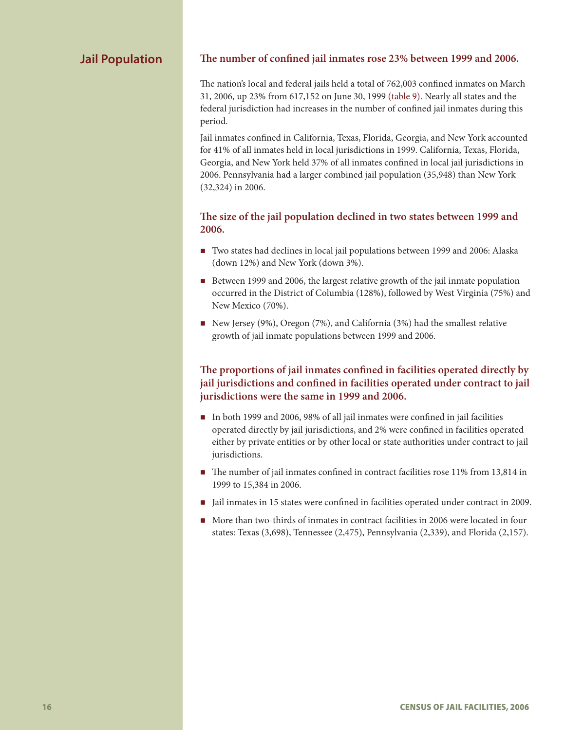## Jail Population

### The number of confined jail inmates rose 23% between 1999 and 2006.

The nation's local and federal jails held a total of 762,003 confined inmates on March 31, 2006, up 23% from 617,152 on June 30, 1999 (table 9). Nearly all states and the federal jurisdiction had increases in the number of confined jail inmates during this period.

Jail inmates confined in California, Texas, Florida, Georgia, and New York accounted for 41% of all inmates held in local jurisdictions in 1999. California, Texas, Florida, Georgia, and New York held 37% of all inmates confined in local jail jurisdictions in 2006. Pennsylvania had a larger combined jail population (35,948) than New York (32,324) in 2006.

### The size of the jail population declined in two states between 1999 and 2006.

- Two states had declines in local jail populations between 1999 and 2006: Alaska (down 12%) and New York (down 3%).
- Between 1999 and 2006, the largest relative growth of the jail inmate population occurred in the District of Columbia (128%), followed by West Virginia (75%) and New Mexico (70%).
- New Jersey (9%), Oregon (7%), and California (3%) had the smallest relative growth of jail inmate populations between 1999 and 2006.

### The proportions of jail inmates confined in facilities operated directly by jail jurisdictions and confined in facilities operated under contract to jail jurisdictions were the same in 1999 and 2006.

- In both 1999 and 2006, 98% of all jail inmates were confined in jail facilities operated directly by jail jurisdictions, and 2% were confined in facilities operated either by private entities or by other local or state authorities under contract to jail jurisdictions.
- The number of jail inmates confined in contract facilities rose 11% from 13,814 in 1999 to 15,384 in 2006.
- Jail inmates in 15 states were confined in facilities operated under contract in 2009.
- More than two-thirds of inmates in contract facilities in 2006 were located in four states: Texas (3,698), Tennessee (2,475), Pennsylvania (2,339), and Florida (2,157).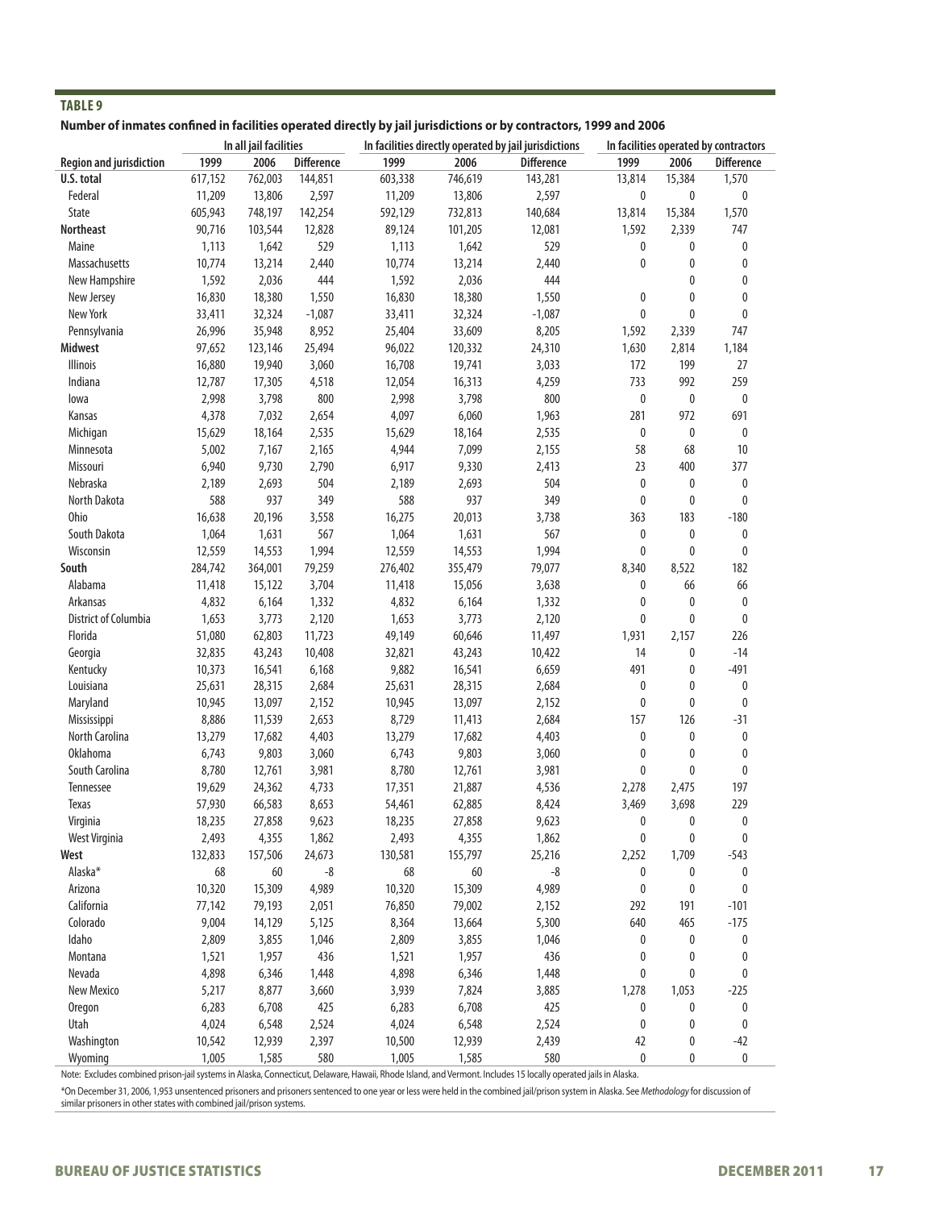**TABLE 9**

**Number of inmates confined in facilities operated directly by jail jurisdictions or by contractors, 1999 and 2006**

| Region and jurisdiction | In all jail facilities | | | In facilities directly operated by jail jurisdictions | | | In facilities operated by contractors | | |
|---|---|---|---|---|---|---|---|---|---|
| | 1999 | 2006 | Difference | 1999 | 2006 | Difference | 1999 | 2006 | Difference |
| **U.S. total** | 617,152 | 762,003 | 144,851 | 603,338 | 746,619 | 143,281 | 13,814 | 15,384 | 1,570 |
| Federal | 11,209 | 13,806 | 2,597 | 11,209 | 13,806 | 2,597 | 0 | 0 | 0 |
| State | 605,943 | 748,197 | 142,254 | 592,129 | 732,813 | 140,684 | 13,814 | 15,384 | 1,570 |
| **Northeast** | 90,716 | 103,544 | 12,828 | 89,124 | 101,205 | 12,081 | 1,592 | 2,339 | 747 |
| Maine | 1,113 | 1,642 | 529 | 1,113 | 1,642 | 529 | 0 | 0 | 0 |
| Massachusetts | 10,774 | 13,214 | 2,440 | 10,774 | 13,214 | 2,440 | 0 | 0 | 0 |
| New Hampshire | 1,592 | 2,036 | 444 | 1,592 | 2,036 | 444 | | 0 | 0 |
| New Jersey | 16,830 | 18,380 | 1,550 | 16,830 | 18,380 | 1,550 | 0 | 0 | 0 |
| New York | 33,411 | 32,324 | -1,087 | 33,411 | 32,324 | -1,087 | 0 | 0 | 0 |
| Pennsylvania | 26,996 | 35,948 | 8,952 | 25,404 | 33,609 | 8,205 | 1,592 | 2,339 | 747 |
| **Midwest** | 97,652 | 123,146 | 25,494 | 96,022 | 120,332 | 24,310 | 1,630 | 2,814 | 1,184 |
| Illinois | 16,880 | 19,940 | 3,060 | 16,708 | 19,741 | 3,033 | 172 | 199 | 27 |
| Indiana | 12,787 | 17,305 | 4,518 | 12,054 | 16,313 | 4,259 | 733 | 992 | 259 |
| Iowa | 2,998 | 3,798 | 800 | 2,998 | 3,798 | 800 | 0 | 0 | 0 |
| Kansas | 4,378 | 7,032 | 2,654 | 4,097 | 6,060 | 1,963 | 281 | 972 | 691 |
| Michigan | 15,629 | 18,164 | 2,535 | 15,629 | 18,164 | 2,535 | 0 | 0 | 0 |
| Minnesota | 5,002 | 7,167 | 2,165 | 4,944 | 7,099 | 2,155 | 58 | 68 | 10 |
| Missouri | 6,940 | 9,730 | 2,790 | 6,917 | 9,330 | 2,413 | 23 | 400 | 377 |
| Nebraska | 2,189 | 2,693 | 504 | 2,189 | 2,693 | 504 | 0 | 0 | 0 |
| North Dakota | 588 | 937 | 349 | 588 | 937 | 349 | 0 | 0 | 0 |
| Ohio | 16,638 | 20,196 | 3,558 | 16,275 | 20,013 | 3,738 | 363 | 183 | -180 |
| South Dakota | 1,064 | 1,631 | 567 | 1,064 | 1,631 | 567 | 0 | 0 | 0 |
| Wisconsin | 12,559 | 14,553 | 1,994 | 12,559 | 14,553 | 1,994 | 0 | 0 | 0 |
| **South** | 284,742 | 364,001 | 79,259 | 276,402 | 355,479 | 79,077 | 8,340 | 8,522 | 182 |
| Alabama | 11,418 | 15,122 | 3,704 | 11,418 | 15,056 | 3,638 | 0 | 66 | 66 |
| Arkansas | 4,832 | 6,164 | 1,332 | 4,832 | 6,164 | 1,332 | 0 | 0 | 0 |
| District of Columbia | 1,653 | 3,773 | 2,120 | 1,653 | 3,773 | 2,120 | 0 | 0 | 0 |
| Florida | 51,080 | 62,803 | 11,723 | 49,149 | 60,646 | 11,497 | 1,931 | 2,157 | 226 |
| Georgia | 32,835 | 43,243 | 10,408 | 32,821 | 43,243 | 10,422 | 14 | 0 | -14 |
| Kentucky | 10,373 | 16,541 | 6,168 | 9,882 | 16,541 | 6,659 | 491 | 0 | -491 |
| Louisiana | 25,631 | 28,315 | 2,684 | 25,631 | 28,315 | 2,684 | 0 | 0 | 0 |
| Maryland | 10,945 | 13,097 | 2,152 | 10,945 | 13,097 | 2,152 | 0 | 0 | 0 |
| Mississippi | 8,886 | 11,539 | 2,653 | 8,729 | 11,413 | 2,684 | 157 | 126 | -31 |
| North Carolina | 13,279 | 17,682 | 4,403 | 13,279 | 17,682 | 4,403 | 0 | 0 | 0 |
| Oklahoma | 6,743 | 9,803 | 3,060 | 6,743 | 9,803 | 3,060 | 0 | 0 | 0 |
| South Carolina | 8,780 | 12,761 | 3,981 | 8,780 | 12,761 | 3,981 | 0 | 0 | 0 |
| Tennessee | 19,629 | 24,362 | 4,733 | 17,351 | 21,887 | 4,536 | 2,278 | 2,475 | 197 |
| Texas | 57,930 | 66,583 | 8,653 | 54,461 | 62,885 | 8,424 | 3,469 | 3,698 | 229 |
| Virginia | 18,235 | 27,858 | 9,623 | 18,235 | 27,858 | 9,623 | 0 | 0 | 0 |
| West Virginia | 2,493 | 4,355 | 1,862 | 2,493 | 4,355 | 1,862 | 0 | 0 | 0 |
| **West** | 132,833 | 157,506 | 24,673 | 130,581 | 155,797 | 25,216 | 2,252 | 1,709 | -543 |
| Alaska* | 68 | 60 | -8 | 68 | 60 | -8 | 0 | 0 | 0 |
| Arizona | 10,320 | 15,309 | 4,989 | 10,320 | 15,309 | 4,989 | 0 | 0 | 0 |
| California | 77,142 | 79,193 | 2,051 | 76,850 | 79,002 | 2,152 | 292 | 191 | -101 |
| Colorado | 9,004 | 14,129 | 5,125 | 8,364 | 13,664 | 5,300 | 640 | 465 | -175 |
| Idaho | 2,809 | 3,855 | 1,046 | 2,809 | 3,855 | 1,046 | 0 | 0 | 0 |
| Montana | 1,521 | 1,957 | 436 | 1,521 | 1,957 | 436 | 0 | 0 | 0 |
| Nevada | 4,898 | 6,346 | 1,448 | 4,898 | 6,346 | 1,448 | 0 | 0 | 0 |
| New Mexico | 5,217 | 8,877 | 3,660 | 3,939 | 7,824 | 3,885 | 1,278 | 1,053 | -225 |
| Oregon | 6,283 | 6,708 | 425 | 6,283 | 6,708 | 425 | 0 | 0 | 0 |
| Utah | 4,024 | 6,548 | 2,524 | 4,024 | 6,548 | 2,524 | 0 | 0 | 0 |
| Washington | 10,542 | 12,939 | 2,397 | 10,500 | 12,939 | 2,439 | 42 | 0 | -42 |
| Wyoming | 1,005 | 1,585 | 580 | 1,005 | 1,585 | 580 | 0 | 0 | 0 |

Note: Excludes combined prison-jail systems in Alaska, Connecticut, Delaware, Hawaii, Rhode Island, and Vermont. Includes 15 locally operated jails in Alaska.

*On December 31, 2006, 1,953 unsentenced prisoners and prisoners sentenced to one year or less were held in the combined jail/prison system in Alaska. See *Methodology* for discussion of similar prisoners in other states with combined jail/prison systems.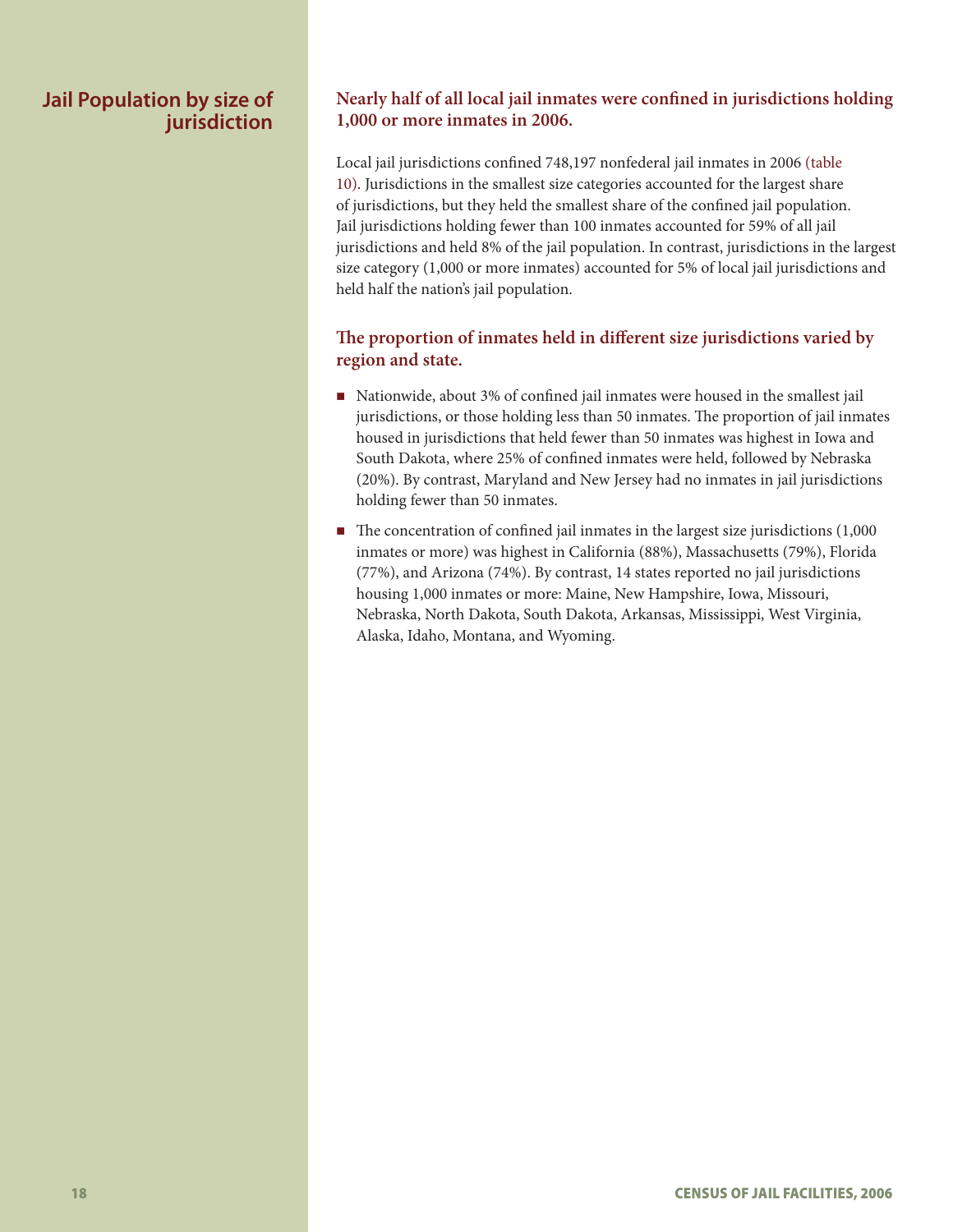## Jail Population by size of jurisdiction

### Nearly half of all local jail inmates were confined in jurisdictions holding 1,000 or more inmates in 2006.

Local jail jurisdictions confined 748,197 nonfederal jail inmates in 2006 (table 10). Jurisdictions in the smallest size categories accounted for the largest share of jurisdictions, but they held the smallest share of the confined jail population. Jail jurisdictions holding fewer than 100 inmates accounted for 59% of all jail jurisdictions and held 8% of the jail population. In contrast, jurisdictions in the largest size category (1,000 or more inmates) accounted for 5% of local jail jurisdictions and held half the nation's jail population.

### The proportion of inmates held in different size jurisdictions varied by region and state.

- Nationwide, about 3% of confined jail inmates were housed in the smallest jail jurisdictions, or those holding less than 50 inmates. The proportion of jail inmates housed in jurisdictions that held fewer than 50 inmates was highest in Iowa and South Dakota, where 25% of confined inmates were held, followed by Nebraska (20%). By contrast, Maryland and New Jersey had no inmates in jail jurisdictions holding fewer than 50 inmates.
- The concentration of confined jail inmates in the largest size jurisdictions (1,000 inmates or more) was highest in California (88%), Massachusetts (79%), Florida (77%), and Arizona (74%). By contrast, 14 states reported no jail jurisdictions housing 1,000 inmates or more: Maine, New Hampshire, Iowa, Missouri, Nebraska, North Dakota, South Dakota, Arkansas, Mississippi, West Virginia, Alaska, Idaho, Montana, and Wyoming.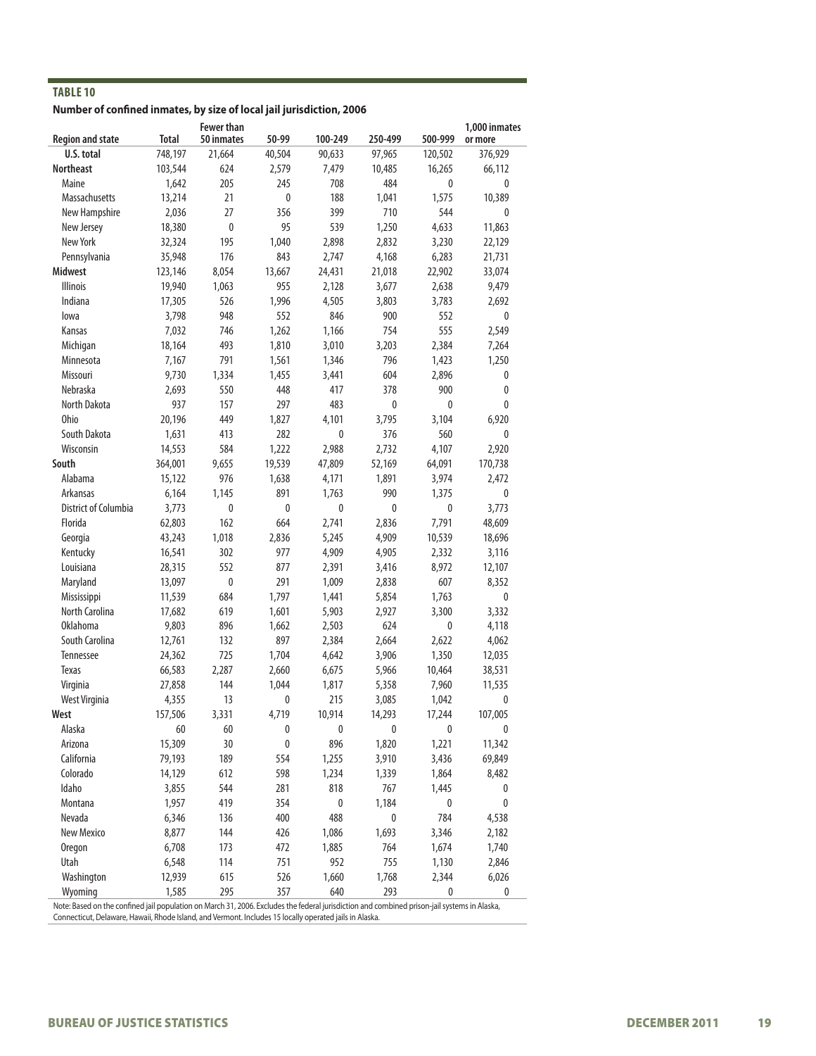**TABLE 10**

**Number of confined inmates, by size of local jail jurisdiction, 2006**

| Region and state | Total | Fewer than 50 inmates | 50-99 | 100-249 | 250-499 | 500-999 | 1,000 inmates or more |
|---|---|---|---|---|---|---|---|
| U.S. total | 748,197 | 21,664 | 40,504 | 90,633 | 97,965 | 120,502 | 376,929 |
| **Northeast** | 103,544 | 624 | 2,579 | 7,479 | 10,485 | 16,265 | 66,112 |
| Maine | 1,642 | 205 | 245 | 708 | 484 | 0 | 0 |
| Massachusetts | 13,214 | 21 | 0 | 188 | 1,041 | 1,575 | 10,389 |
| New Hampshire | 2,036 | 27 | 356 | 399 | 710 | 544 | 0 |
| New Jersey | 18,380 | 0 | 95 | 539 | 1,250 | 4,633 | 11,863 |
| New York | 32,324 | 195 | 1,040 | 2,898 | 2,832 | 3,230 | 22,129 |
| Pennsylvania | 35,948 | 176 | 843 | 2,747 | 4,168 | 6,283 | 21,731 |
| **Midwest** | 123,146 | 8,054 | 13,667 | 24,431 | 21,018 | 22,902 | 33,074 |
| Illinois | 19,940 | 1,063 | 955 | 2,128 | 3,677 | 2,638 | 9,479 |
| Indiana | 17,305 | 526 | 1,996 | 4,505 | 3,803 | 3,783 | 2,692 |
| Iowa | 3,798 | 948 | 552 | 846 | 900 | 552 | 0 |
| Kansas | 7,032 | 746 | 1,262 | 1,166 | 754 | 555 | 2,549 |
| Michigan | 18,164 | 493 | 1,810 | 3,010 | 3,203 | 2,384 | 7,264 |
| Minnesota | 7,167 | 791 | 1,561 | 1,346 | 796 | 1,423 | 1,250 |
| Missouri | 9,730 | 1,334 | 1,455 | 3,441 | 604 | 2,896 | 0 |
| Nebraska | 2,693 | 550 | 448 | 417 | 378 | 900 | 0 |
| North Dakota | 937 | 157 | 297 | 483 | 0 | 0 | 0 |
| Ohio | 20,196 | 449 | 1,827 | 4,101 | 3,795 | 3,104 | 6,920 |
| South Dakota | 1,631 | 413 | 282 | 0 | 376 | 560 | 0 |
| Wisconsin | 14,553 | 584 | 1,222 | 2,988 | 2,732 | 4,107 | 2,920 |
| **South** | 364,001 | 9,655 | 19,539 | 47,809 | 52,169 | 64,091 | 170,738 |
| Alabama | 15,122 | 976 | 1,638 | 4,171 | 1,891 | 3,974 | 2,472 |
| Arkansas | 6,164 | 1,145 | 891 | 1,763 | 990 | 1,375 | 0 |
| District of Columbia | 3,773 | 0 | 0 | 0 | 0 | 0 | 3,773 |
| Florida | 62,803 | 162 | 664 | 2,741 | 2,836 | 7,791 | 48,609 |
| Georgia | 43,243 | 1,018 | 2,836 | 5,245 | 4,909 | 10,539 | 18,696 |
| Kentucky | 16,541 | 302 | 977 | 4,909 | 4,905 | 2,332 | 3,116 |
| Louisiana | 28,315 | 552 | 877 | 2,391 | 3,416 | 8,972 | 12,107 |
| Maryland | 13,097 | 0 | 291 | 1,009 | 2,838 | 607 | 8,352 |
| Mississippi | 11,539 | 684 | 1,797 | 1,441 | 5,854 | 1,763 | 0 |
| North Carolina | 17,682 | 619 | 1,601 | 5,903 | 2,927 | 3,300 | 3,332 |
| Oklahoma | 9,803 | 896 | 1,662 | 2,503 | 624 | 0 | 4,118 |
| South Carolina | 12,761 | 132 | 897 | 2,384 | 2,664 | 2,622 | 4,062 |
| Tennessee | 24,362 | 725 | 1,704 | 4,642 | 3,906 | 1,350 | 12,035 |
| Texas | 66,583 | 2,287 | 2,660 | 6,675 | 5,966 | 10,464 | 38,531 |
| Virginia | 27,858 | 144 | 1,044 | 1,817 | 5,358 | 7,960 | 11,535 |
| West Virginia | 4,355 | 13 | 0 | 215 | 3,085 | 1,042 | 0 |
| **West** | 157,506 | 3,331 | 4,719 | 10,914 | 14,293 | 17,244 | 107,005 |
| Alaska | 60 | 60 | 0 | 0 | 0 | 0 | 0 |
| Arizona | 15,309 | 30 | 0 | 896 | 1,820 | 1,221 | 11,342 |
| California | 79,193 | 189 | 554 | 1,255 | 3,910 | 3,436 | 69,849 |
| Colorado | 14,129 | 612 | 598 | 1,234 | 1,339 | 1,864 | 8,482 |
| Idaho | 3,855 | 544 | 281 | 818 | 767 | 1,445 | 0 |
| Montana | 1,957 | 419 | 354 | 0 | 1,184 | 0 | 0 |
| Nevada | 6,346 | 136 | 400 | 488 | 0 | 784 | 4,538 |
| New Mexico | 8,877 | 144 | 426 | 1,086 | 1,693 | 3,346 | 2,182 |
| Oregon | 6,708 | 173 | 472 | 1,885 | 764 | 1,674 | 1,740 |
| Utah | 6,548 | 114 | 751 | 952 | 755 | 1,130 | 2,846 |
| Washington | 12,939 | 615 | 526 | 1,660 | 1,768 | 2,344 | 6,026 |
| Wyoming | 1,585 | 295 | 357 | 640 | 293 | 0 | 0 |

Note: Based on the confined jail population on March 31, 2006. Excludes the federal jurisdiction and combined prison-jail systems in Alaska, Connecticut, Delaware, Hawaii, Rhode Island, and Vermont. Includes 15 locally operated jails in Alaska.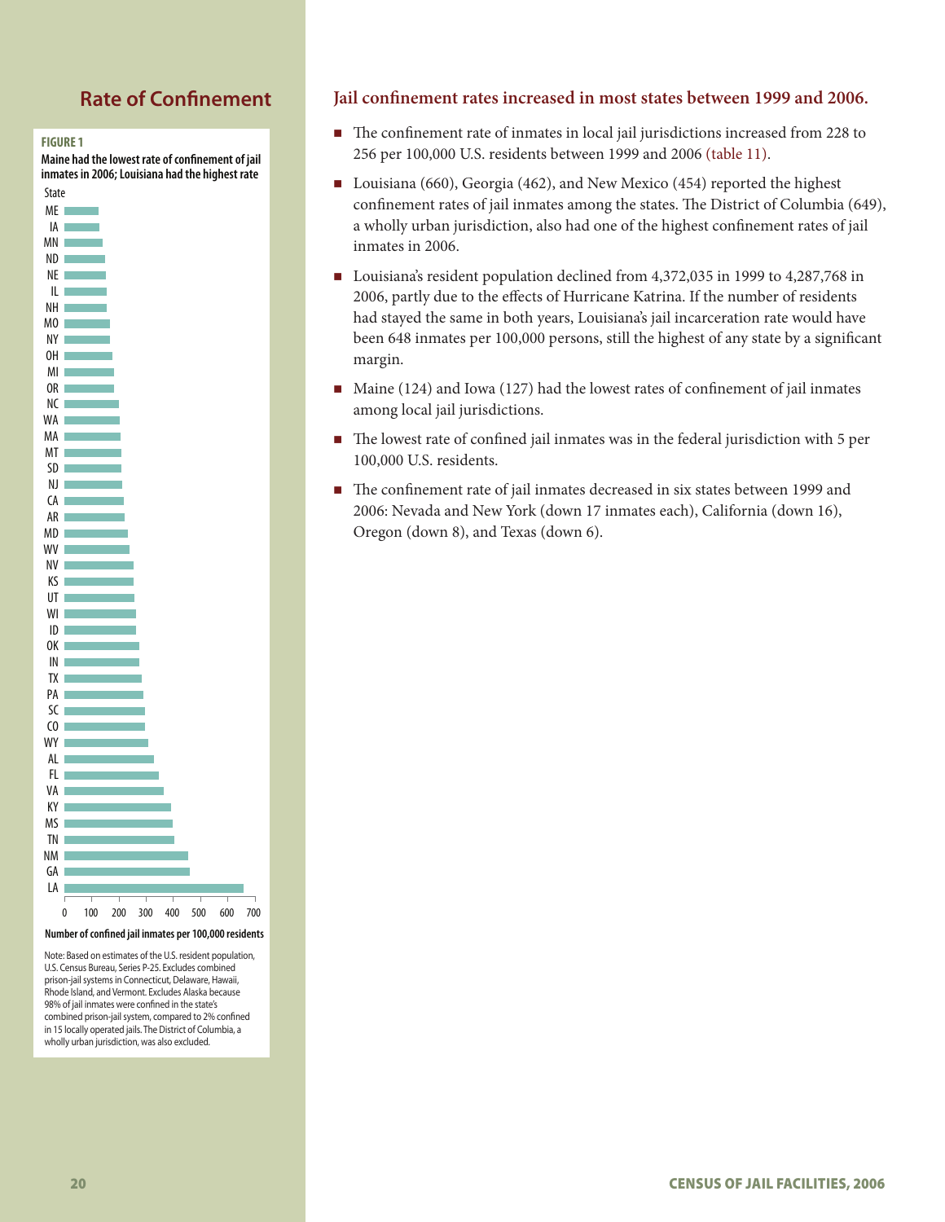## Rate of Confinement

**FIGURE 1**

**Maine had the lowest rate of confinement of jail inmates in 2006; Louisiana had the highest rate**

State: ME, IA, MN, ND, NE, IL, NH, MO, NY, OH, MI, OR, NC, WA, MA, MT, SD, NJ, CA, AR, MD, WV, NV, KS, UT, WI, ID, OK, IN, TX, PA, SC, CO, WY, AL, FL, VA, KY, MS, TN, NM, GA, LA

0 100 200 300 400 500 600 700

**Number of confined jail inmates per 100,000 residents**

Note: Based on estimates of the U.S. resident population, U.S. Census Bureau, Series P-25. Excludes combined prison-jail systems in Connecticut, Delaware, Hawaii, Rhode Island, and Vermont. Excludes Alaska because 98% of jail inmates were confined in the state's combined prison-jail system, compared to 2% confined in 15 locally operated jails. The District of Columbia, a wholly urban jurisdiction, was also excluded.

### Jail confinement rates increased in most states between 1999 and 2006.

- The confinement rate of inmates in local jail jurisdictions increased from 228 to 256 per 100,000 U.S. residents between 1999 and 2006 (table 11).
- Louisiana (660), Georgia (462), and New Mexico (454) reported the highest confinement rates of jail inmates among the states. The District of Columbia (649), a wholly urban jurisdiction, also had one of the highest confinement rates of jail inmates in 2006.
- Louisiana's resident population declined from 4,372,035 in 1999 to 4,287,768 in 2006, partly due to the effects of Hurricane Katrina. If the number of residents had stayed the same in both years, Louisiana's jail incarceration rate would have been 648 inmates per 100,000 persons, still the highest of any state by a significant margin.
- Maine (124) and Iowa (127) had the lowest rates of confinement of jail inmates among local jail jurisdictions.
- The lowest rate of confined jail inmates was in the federal jurisdiction with 5 per 100,000 U.S. residents.
- The confinement rate of jail inmates decreased in six states between 1999 and 2006: Nevada and New York (down 17 inmates each), California (down 16), Oregon (down 8), and Texas (down 6).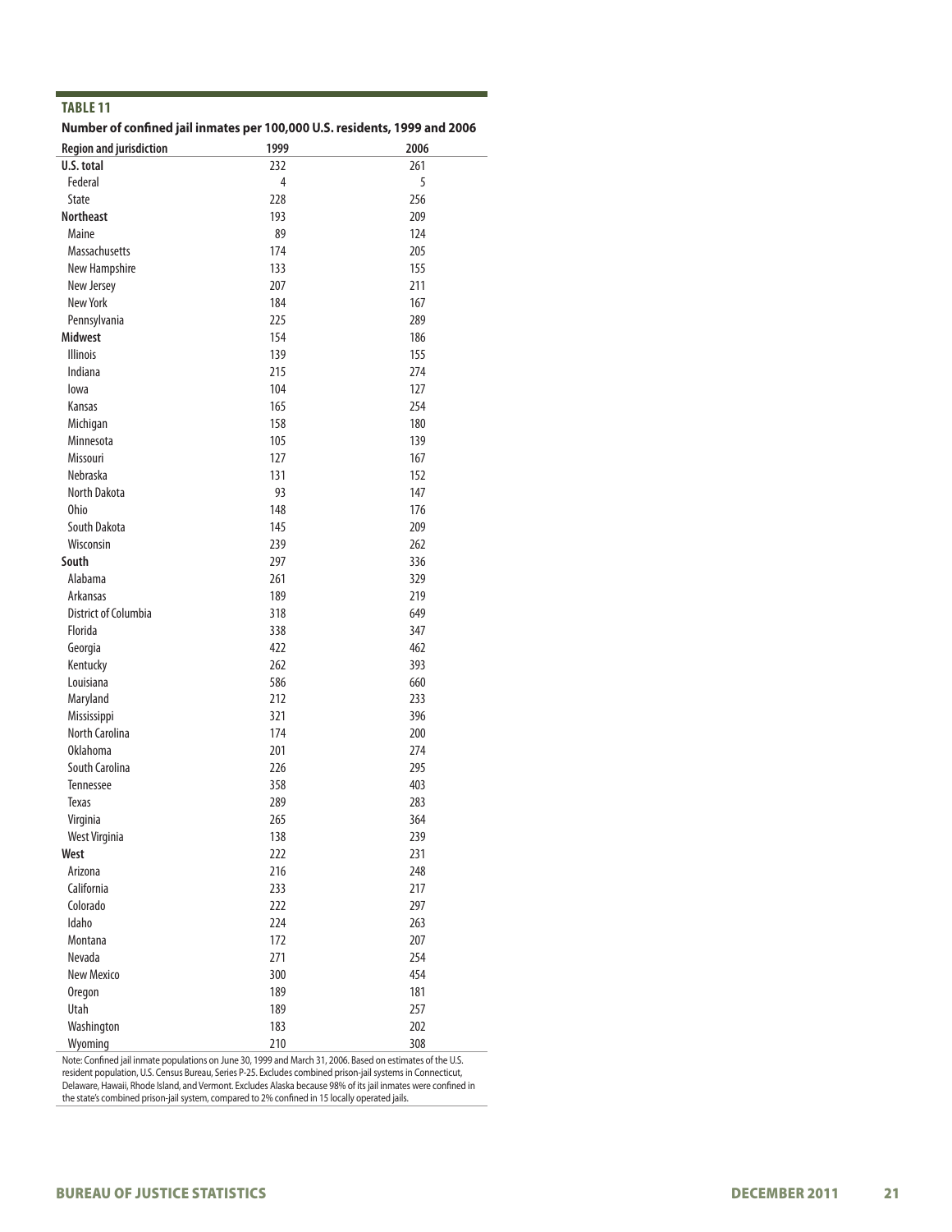**TABLE 11**

**Number of confined jail inmates per 100,000 U.S. residents, 1999 and 2006**

| Region and jurisdiction | 1999 | 2006 |
|---|---|---|
| **U.S. total** | 232 | 261 |
| Federal | 4 | 5 |
| State | 228 | 256 |
| **Northeast** | 193 | 209 |
| Maine | 89 | 124 |
| Massachusetts | 174 | 205 |
| New Hampshire | 133 | 155 |
| New Jersey | 207 | 211 |
| New York | 184 | 167 |
| Pennsylvania | 225 | 289 |
| **Midwest** | 154 | 186 |
| Illinois | 139 | 155 |
| Indiana | 215 | 274 |
| Iowa | 104 | 127 |
| Kansas | 165 | 254 |
| Michigan | 158 | 180 |
| Minnesota | 105 | 139 |
| Missouri | 127 | 167 |
| Nebraska | 131 | 152 |
| North Dakota | 93 | 147 |
| Ohio | 148 | 176 |
| South Dakota | 145 | 209 |
| Wisconsin | 239 | 262 |
| **South** | 297 | 336 |
| Alabama | 261 | 329 |
| Arkansas | 189 | 219 |
| District of Columbia | 318 | 649 |
| Florida | 338 | 347 |
| Georgia | 422 | 462 |
| Kentucky | 262 | 393 |
| Louisiana | 586 | 660 |
| Maryland | 212 | 233 |
| Mississippi | 321 | 396 |
| North Carolina | 174 | 200 |
| Oklahoma | 201 | 274 |
| South Carolina | 226 | 295 |
| Tennessee | 358 | 403 |
| Texas | 289 | 283 |
| Virginia | 265 | 364 |
| West Virginia | 138 | 239 |
| **West** | 222 | 231 |
| Arizona | 216 | 248 |
| California | 233 | 217 |
| Colorado | 222 | 297 |
| Idaho | 224 | 263 |
| Montana | 172 | 207 |
| Nevada | 271 | 254 |
| New Mexico | 300 | 454 |
| Oregon | 189 | 181 |
| Utah | 189 | 257 |
| Washington | 183 | 202 |
| Wyoming | 210 | 308 |

Note: Confined jail inmate populations on June 30, 1999 and March 31, 2006. Based on estimates of the U.S. resident population, U.S. Census Bureau, Series P-25. Excludes combined prison-jail systems in Connecticut, Delaware, Hawaii, Rhode Island, and Vermont. Excludes Alaska because 98% of its jail inmates were confined in the state's combined prison-jail system, compared to 2% confined in 15 locally operated jails.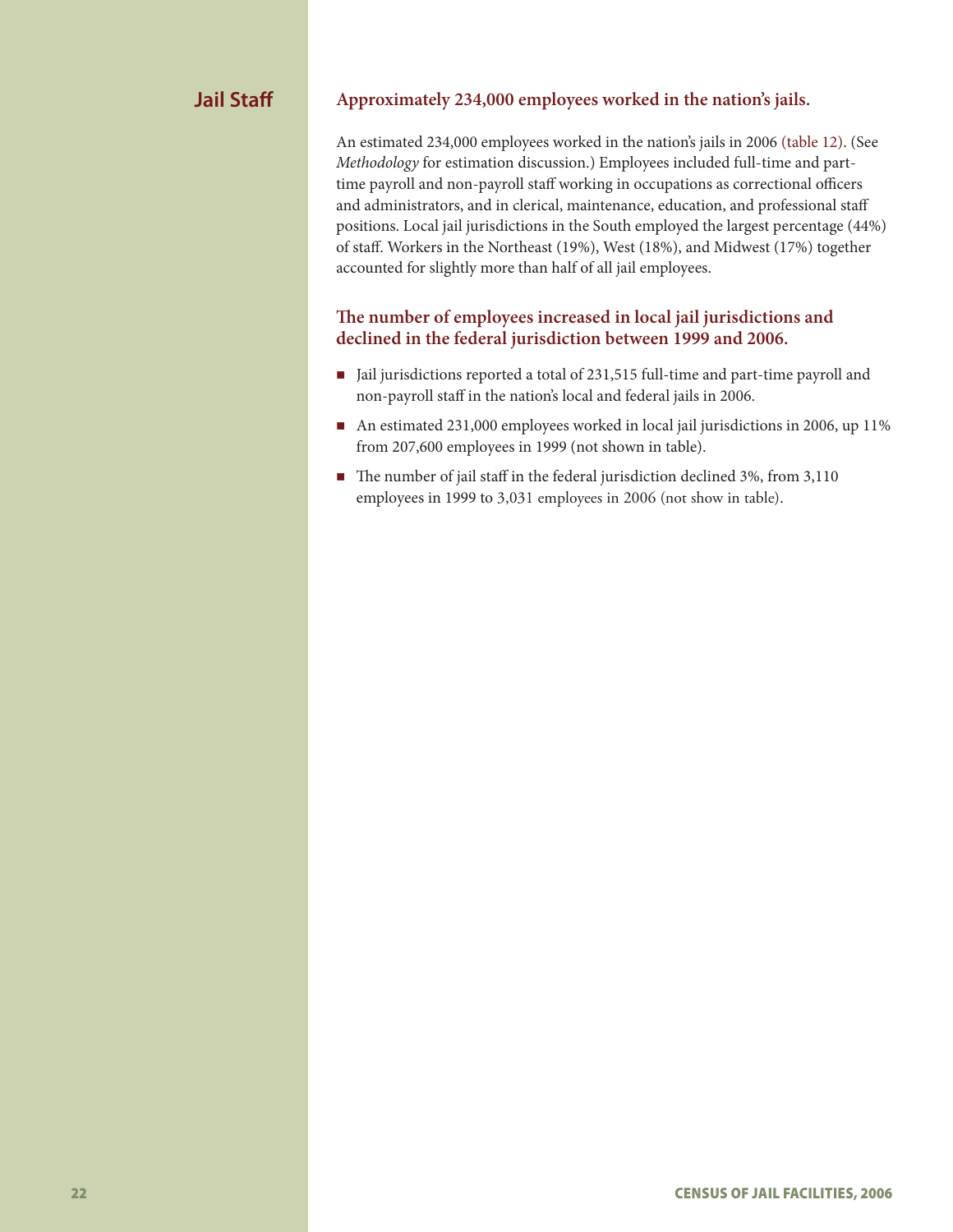## Jail Staff

### Approximately 234,000 employees worked in the nation's jails.

An estimated 234,000 employees worked in the nation's jails in 2006 (table 12). (See *Methodology* for estimation discussion.) Employees included full-time and part-time payroll and non-payroll staff working in occupations as correctional officers and administrators, and in clerical, maintenance, education, and professional staff positions. Local jail jurisdictions in the South employed the largest percentage (44%) of staff. Workers in the Northeast (19%), West (18%), and Midwest (17%) together accounted for slightly more than half of all jail employees.

### The number of employees increased in local jail jurisdictions and declined in the federal jurisdiction between 1999 and 2006.

- Jail jurisdictions reported a total of 231,515 full-time and part-time payroll and non-payroll staff in the nation's local and federal jails in 2006.
- An estimated 231,000 employees worked in local jail jurisdictions in 2006, up 11% from 207,600 employees in 1999 (not shown in table).
- The number of jail staff in the federal jurisdiction declined 3%, from 3,110 employees in 1999 to 3,031 employees in 2006 (not show in table).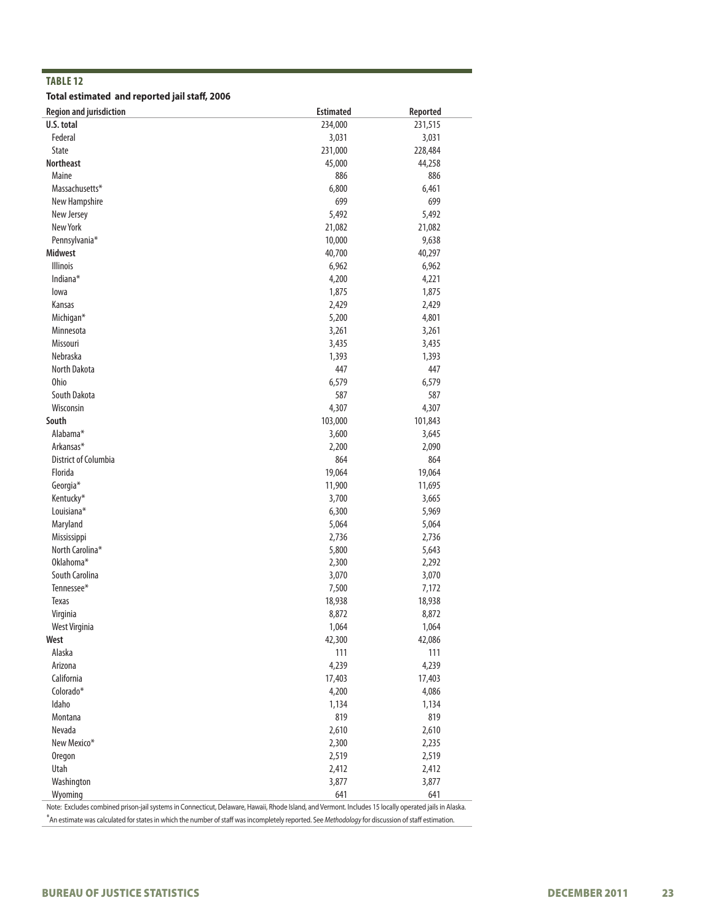**TABLE 12**

**Total estimated and reported jail staff, 2006**

| Region and jurisdiction | Estimated | Reported |
|---|---|---|
| **U.S. total** | 234,000 | 231,515 |
| Federal | 3,031 | 3,031 |
| State | 231,000 | 228,484 |
| **Northeast** | 45,000 | 44,258 |
| Maine | 886 | 886 |
| Massachusetts* | 6,800 | 6,461 |
| New Hampshire | 699 | 699 |
| New Jersey | 5,492 | 5,492 |
| New York | 21,082 | 21,082 |
| Pennsylvania* | 10,000 | 9,638 |
| **Midwest** | 40,700 | 40,297 |
| Illinois | 6,962 | 6,962 |
| Indiana* | 4,200 | 4,221 |
| Iowa | 1,875 | 1,875 |
| Kansas | 2,429 | 2,429 |
| Michigan* | 5,200 | 4,801 |
| Minnesota | 3,261 | 3,261 |
| Missouri | 3,435 | 3,435 |
| Nebraska | 1,393 | 1,393 |
| North Dakota | 447 | 447 |
| Ohio | 6,579 | 6,579 |
| South Dakota | 587 | 587 |
| Wisconsin | 4,307 | 4,307 |
| **South** | 103,000 | 101,843 |
| Alabama* | 3,600 | 3,645 |
| Arkansas* | 2,200 | 2,090 |
| District of Columbia | 864 | 864 |
| Florida | 19,064 | 19,064 |
| Georgia* | 11,900 | 11,695 |
| Kentucky* | 3,700 | 3,665 |
| Louisiana* | 6,300 | 5,969 |
| Maryland | 5,064 | 5,064 |
| Mississippi | 2,736 | 2,736 |
| North Carolina* | 5,800 | 5,643 |
| Oklahoma* | 2,300 | 2,292 |
| South Carolina | 3,070 | 3,070 |
| Tennessee* | 7,500 | 7,172 |
| Texas | 18,938 | 18,938 |
| Virginia | 8,872 | 8,872 |
| West Virginia | 1,064 | 1,064 |
| **West** | 42,300 | 42,086 |
| Alaska | 111 | 111 |
| Arizona | 4,239 | 4,239 |
| California | 17,403 | 17,403 |
| Colorado* | 4,200 | 4,086 |
| Idaho | 1,134 | 1,134 |
| Montana | 819 | 819 |
| Nevada | 2,610 | 2,610 |
| New Mexico* | 2,300 | 2,235 |
| Oregon | 2,519 | 2,519 |
| Utah | 2,412 | 2,412 |
| Washington | 3,877 | 3,877 |
| Wyoming | 641 | 641 |

Note: Excludes combined prison-jail systems in Connecticut, Delaware, Hawaii, Rhode Island, and Vermont. Includes 15 locally operated jails in Alaska.

*An estimate was calculated for states in which the number of staff was incompletely reported. See *Methodology* for discussion of staff estimation.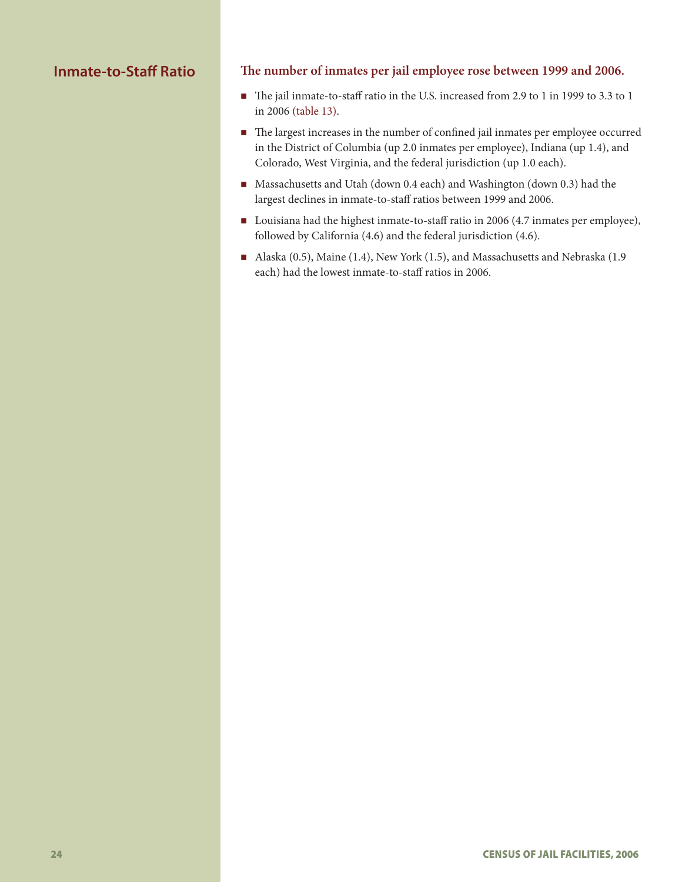## Inmate-to-Staff Ratio

**The number of inmates per jail employee rose between 1999 and 2006.**

- The jail inmate-to-staff ratio in the U.S. increased from 2.9 to 1 in 1999 to 3.3 to 1 in 2006 (table 13).
- The largest increases in the number of confined jail inmates per employee occurred in the District of Columbia (up 2.0 inmates per employee), Indiana (up 1.4), and Colorado, West Virginia, and the federal jurisdiction (up 1.0 each).
- Massachusetts and Utah (down 0.4 each) and Washington (down 0.3) had the largest declines in inmate-to-staff ratios between 1999 and 2006.
- Louisiana had the highest inmate-to-staff ratio in 2006 (4.7 inmates per employee), followed by California (4.6) and the federal jurisdiction (4.6).
- Alaska (0.5), Maine (1.4), New York (1.5), and Massachusetts and Nebraska (1.9 each) had the lowest inmate-to-staff ratios in 2006.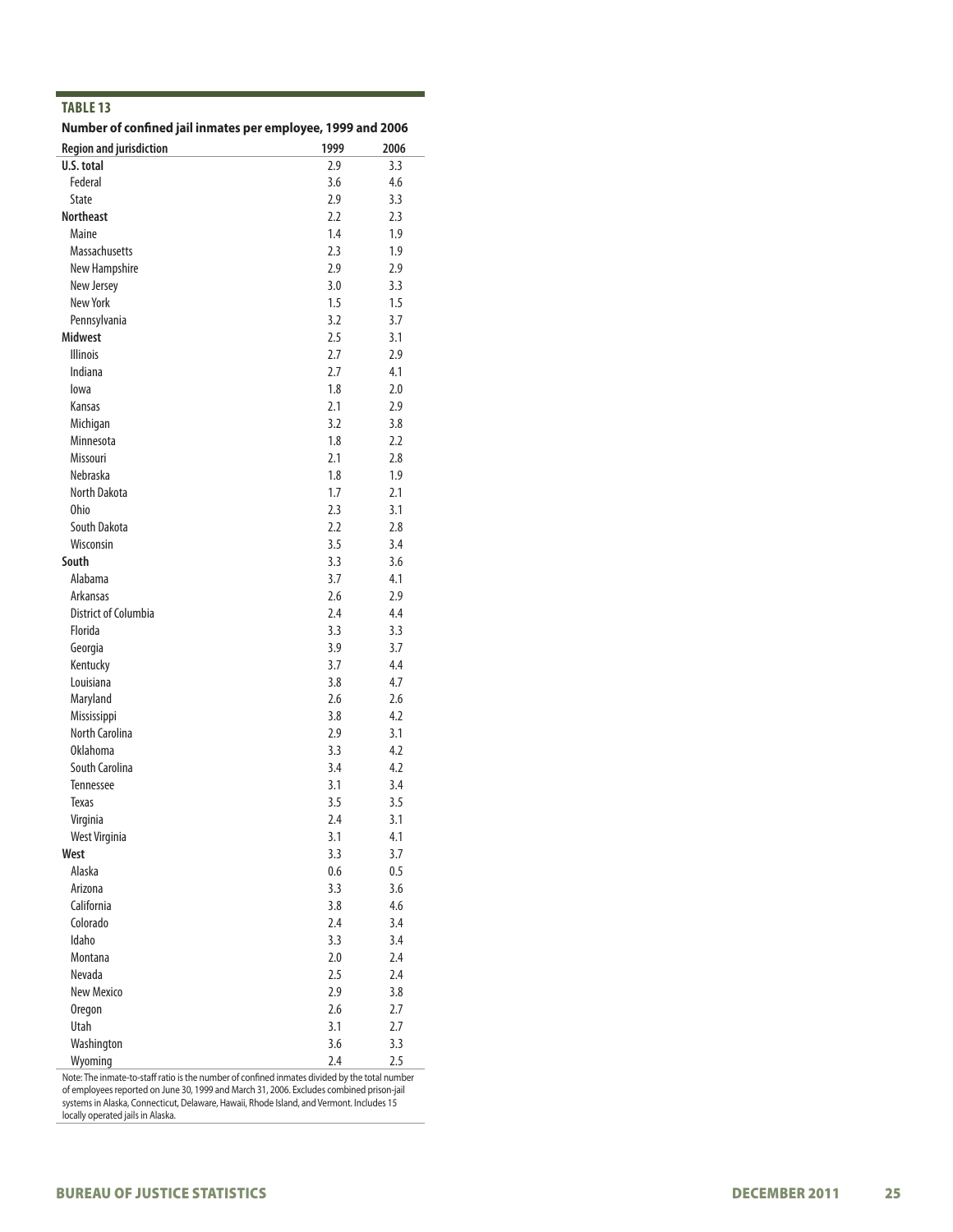**TABLE 13**

**Number of confined jail inmates per employee, 1999 and 2006**

| Region and jurisdiction | 1999 | 2006 |
|---|---|---|
| **U.S. total** | 2.9 | 3.3 |
| Federal | 3.6 | 4.6 |
| State | 2.9 | 3.3 |
| **Northeast** | 2.2 | 2.3 |
| Maine | 1.4 | 1.9 |
| Massachusetts | 2.3 | 1.9 |
| New Hampshire | 2.9 | 2.9 |
| New Jersey | 3.0 | 3.3 |
| New York | 1.5 | 1.5 |
| Pennsylvania | 3.2 | 3.7 |
| **Midwest** | 2.5 | 3.1 |
| Illinois | 2.7 | 2.9 |
| Indiana | 2.7 | 4.1 |
| Iowa | 1.8 | 2.0 |
| Kansas | 2.1 | 2.9 |
| Michigan | 3.2 | 3.8 |
| Minnesota | 1.8 | 2.2 |
| Missouri | 2.1 | 2.8 |
| Nebraska | 1.8 | 1.9 |
| North Dakota | 1.7 | 2.1 |
| Ohio | 2.3 | 3.1 |
| South Dakota | 2.2 | 2.8 |
| Wisconsin | 3.5 | 3.4 |
| **South** | 3.3 | 3.6 |
| Alabama | 3.7 | 4.1 |
| Arkansas | 2.6 | 2.9 |
| District of Columbia | 2.4 | 4.4 |
| Florida | 3.3 | 3.3 |
| Georgia | 3.9 | 3.7 |
| Kentucky | 3.7 | 4.4 |
| Louisiana | 3.8 | 4.7 |
| Maryland | 2.6 | 2.6 |
| Mississippi | 3.8 | 4.2 |
| North Carolina | 2.9 | 3.1 |
| Oklahoma | 3.3 | 4.2 |
| South Carolina | 3.4 | 4.2 |
| Tennessee | 3.1 | 3.4 |
| Texas | 3.5 | 3.5 |
| Virginia | 2.4 | 3.1 |
| West Virginia | 3.1 | 4.1 |
| **West** | 3.3 | 3.7 |
| Alaska | 0.6 | 0.5 |
| Arizona | 3.3 | 3.6 |
| California | 3.8 | 4.6 |
| Colorado | 2.4 | 3.4 |
| Idaho | 3.3 | 3.4 |
| Montana | 2.0 | 2.4 |
| Nevada | 2.5 | 2.4 |
| New Mexico | 2.9 | 3.8 |
| Oregon | 2.6 | 2.7 |
| Utah | 3.1 | 2.7 |
| Washington | 3.6 | 3.3 |
| Wyoming | 2.4 | 2.5 |

Note: The inmate-to-staff ratio is the number of confined inmates divided by the total number of employees reported on June 30, 1999 and March 31, 2006. Excludes combined prison-jail systems in Alaska, Connecticut, Delaware, Hawaii, Rhode Island, and Vermont. Includes 15 locally operated jails in Alaska.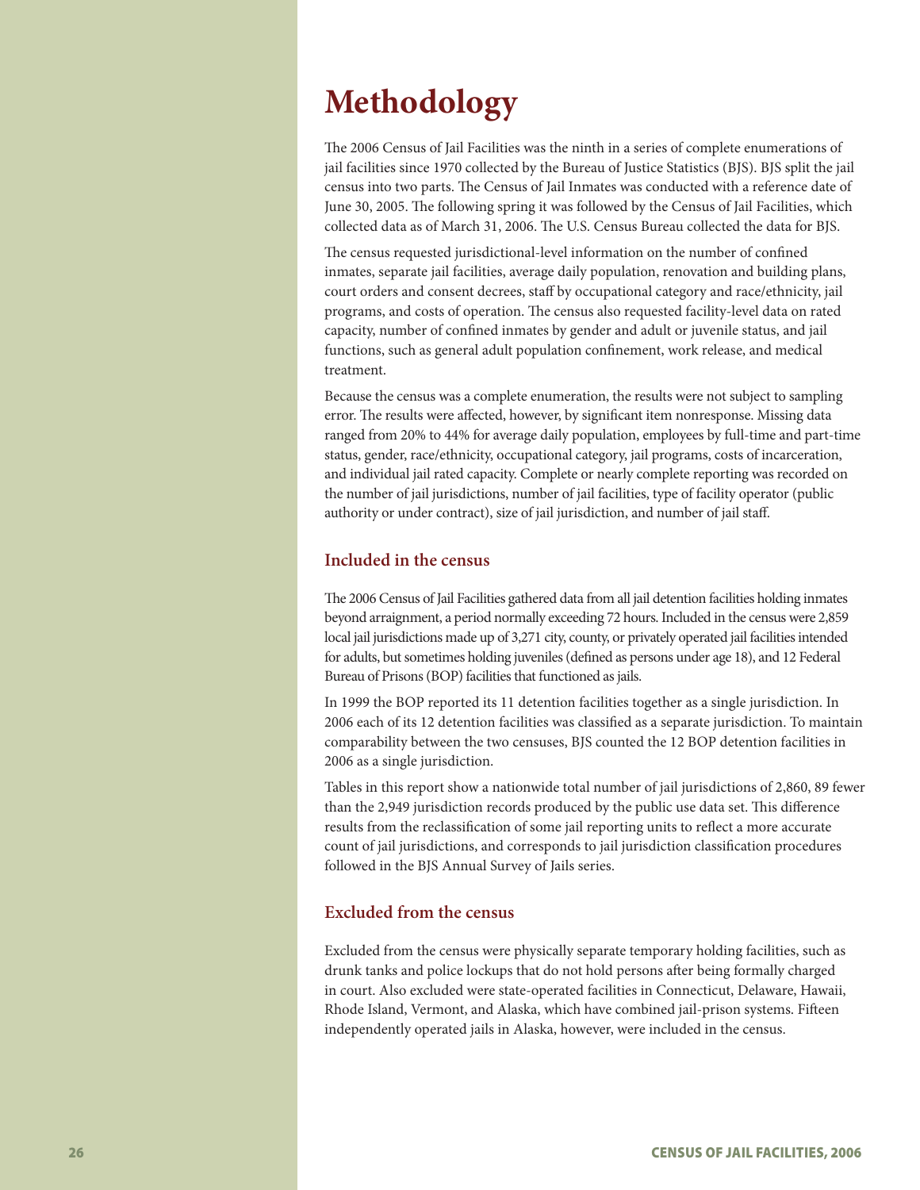# Methodology

The 2006 Census of Jail Facilities was the ninth in a series of complete enumerations of jail facilities since 1970 collected by the Bureau of Justice Statistics (BJS). BJS split the jail census into two parts. The Census of Jail Inmates was conducted with a reference date of June 30, 2005. The following spring it was followed by the Census of Jail Facilities, which collected data as of March 31, 2006. The U.S. Census Bureau collected the data for BJS.

The census requested jurisdictional-level information on the number of confined inmates, separate jail facilities, average daily population, renovation and building plans, court orders and consent decrees, staff by occupational category and race/ethnicity, jail programs, and costs of operation. The census also requested facility-level data on rated capacity, number of confined inmates by gender and adult or juvenile status, and jail functions, such as general adult population confinement, work release, and medical treatment.

Because the census was a complete enumeration, the results were not subject to sampling error. The results were affected, however, by significant item nonresponse. Missing data ranged from 20% to 44% for average daily population, employees by full-time and part-time status, gender, race/ethnicity, occupational category, jail programs, costs of incarceration, and individual jail rated capacity. Complete or nearly complete reporting was recorded on the number of jail jurisdictions, number of jail facilities, type of facility operator (public authority or under contract), size of jail jurisdiction, and number of jail staff.

## Included in the census

The 2006 Census of Jail Facilities gathered data from all jail detention facilities holding inmates beyond arraignment, a period normally exceeding 72 hours. Included in the census were 2,859 local jail jurisdictions made up of 3,271 city, county, or privately operated jail facilities intended for adults, but sometimes holding juveniles (defined as persons under age 18), and 12 Federal Bureau of Prisons (BOP) facilities that functioned as jails.

In 1999 the BOP reported its 11 detention facilities together as a single jurisdiction. In 2006 each of its 12 detention facilities was classified as a separate jurisdiction. To maintain comparability between the two censuses, BJS counted the 12 BOP detention facilities in 2006 as a single jurisdiction.

Tables in this report show a nationwide total number of jail jurisdictions of 2,860, 89 fewer than the 2,949 jurisdiction records produced by the public use data set. This difference results from the reclassification of some jail reporting units to reflect a more accurate count of jail jurisdictions, and corresponds to jail jurisdiction classification procedures followed in the BJS Annual Survey of Jails series.

## Excluded from the census

Excluded from the census were physically separate temporary holding facilities, such as drunk tanks and police lockups that do not hold persons after being formally charged in court. Also excluded were state-operated facilities in Connecticut, Delaware, Hawaii, Rhode Island, Vermont, and Alaska, which have combined jail-prison systems. Fifteen independently operated jails in Alaska, however, were included in the census.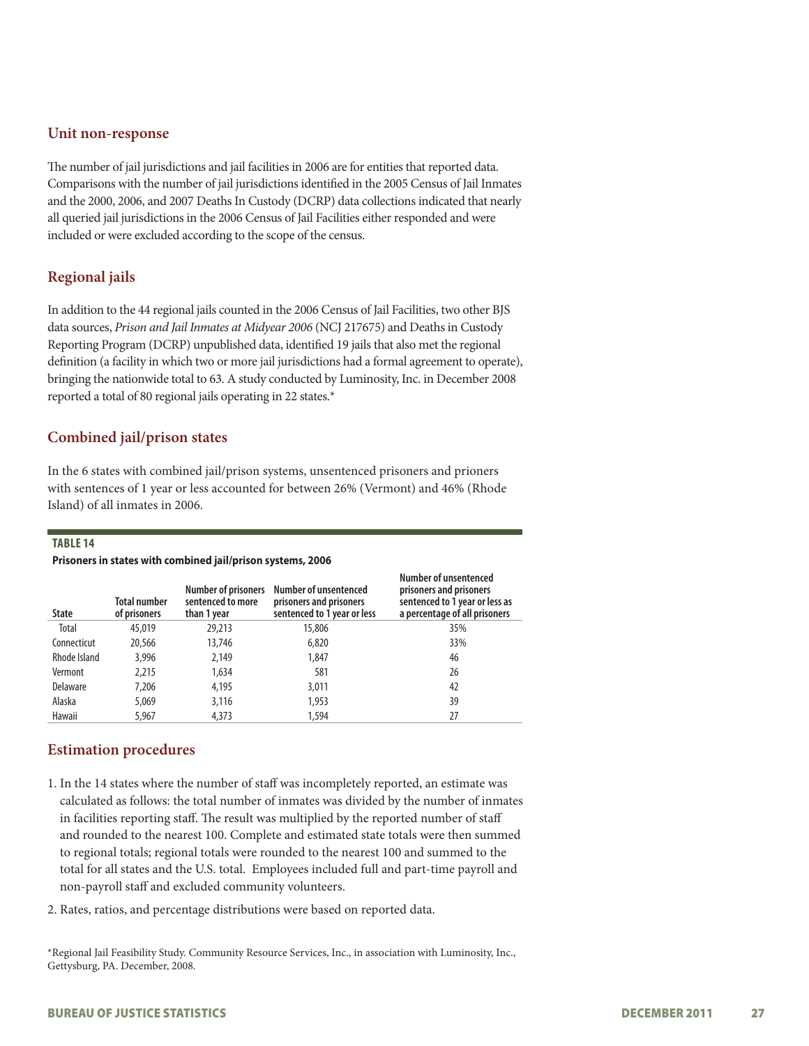## Unit non-response

The number of jail jurisdictions and jail facilities in 2006 are for entities that reported data. Comparisons with the number of jail jurisdictions identified in the 2005 Census of Jail Inmates and the 2000, 2006, and 2007 Deaths In Custody (DCRP) data collections indicated that nearly all queried jail jurisdictions in the 2006 Census of Jail Facilities either responded and were included or were excluded according to the scope of the census.

## Regional jails

In addition to the 44 regional jails counted in the 2006 Census of Jail Facilities, two other BJS data sources, *Prison and Jail Inmates at Midyear 2006* (NCJ 217675) and Deaths in Custody Reporting Program (DCRP) unpublished data, identified 19 jails that also met the regional definition (a facility in which two or more jail jurisdictions had a formal agreement to operate), bringing the nationwide total to 63. A study conducted by Luminosity, Inc. in December 2008 reported a total of 80 regional jails operating in 22 states.*

## Combined jail/prison states

In the 6 states with combined jail/prison systems, unsentenced prisoners and prioners with sentences of 1 year or less accounted for between 26% (Vermont) and 46% (Rhode Island) of all inmates in 2006.

**TABLE 14**

**Prisoners in states with combined jail/prison systems, 2006**

| State | Total number of prisoners | Number of prisoners sentenced to more than 1 year | Number of unsentenced prisoners and prisoners sentenced to 1 year or less | Number of unsentenced prisoners and prisoners sentenced to 1 year or less as a percentage of all prisoners |
|---|---|---|---|---|
| Total | 45,019 | 29,213 | 15,806 | 35% |
| Connecticut | 20,566 | 13,746 | 6,820 | 33% |
| Rhode Island | 3,996 | 2,149 | 1,847 | 46 |
| Vermont | 2,215 | 1,634 | 581 | 26 |
| Delaware | 7,206 | 4,195 | 3,011 | 42 |
| Alaska | 5,069 | 3,116 | 1,953 | 39 |
| Hawaii | 5,967 | 4,373 | 1,594 | 27 |

## Estimation procedures

1. In the 14 states where the number of staff was incompletely reported, an estimate was calculated as follows: the total number of inmates was divided by the number of inmates in facilities reporting staff. The result was multiplied by the reported number of staff and rounded to the nearest 100. Complete and estimated state totals were then summed to regional totals; regional totals were rounded to the nearest 100 and summed to the total for all states and the U.S. total. Employees included full and part-time payroll and non-payroll staff and excluded community volunteers.
2. Rates, ratios, and percentage distributions were based on reported data.

*Regional Jail Feasibility Study. Community Resource Services, Inc., in association with Luminosity, Inc., Gettysburg, PA. December, 2008.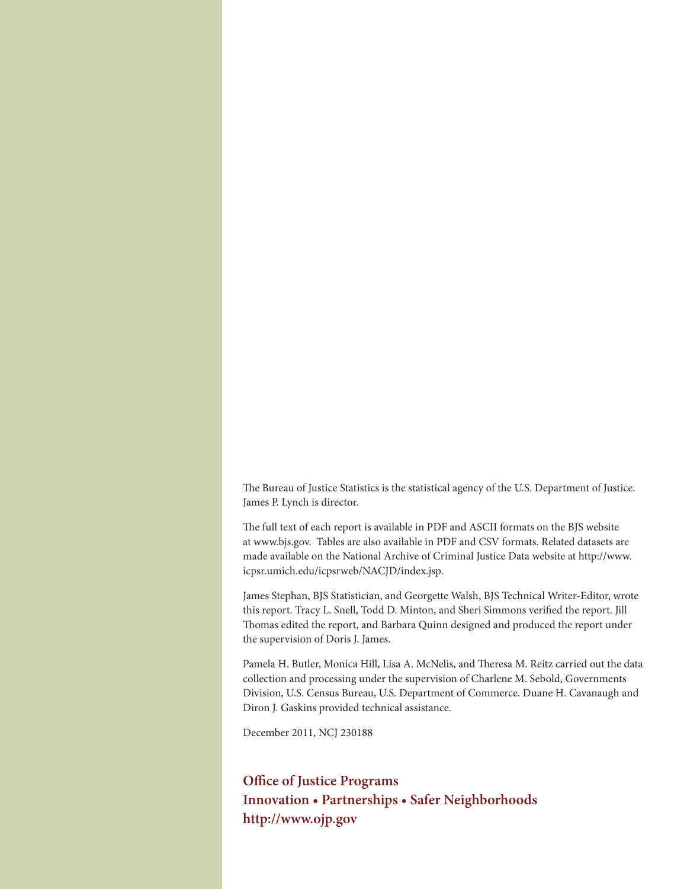The Bureau of Justice Statistics is the statistical agency of the U.S. Department of Justice. James P. Lynch is director.

The full text of each report is available in PDF and ASCII formats on the BJS website at www.bjs.gov. Tables are also available in PDF and CSV formats. Related datasets are made available on the National Archive of Criminal Justice Data website at http://www.icpsr.umich.edu/icpsrweb/NACJD/index.jsp.

James Stephan, BJS Statistician, and Georgette Walsh, BJS Technical Writer-Editor, wrote this report. Tracy L. Snell, Todd D. Minton, and Sheri Simmons verified the report. Jill Thomas edited the report, and Barbara Quinn designed and produced the report under the supervision of Doris J. James.

Pamela H. Butler, Monica Hill, Lisa A. McNelis, and Theresa M. Reitz carried out the data collection and processing under the supervision of Charlene M. Sebold, Governments Division, U.S. Census Bureau, U.S. Department of Commerce. Duane H. Cavanaugh and Diron J. Gaskins provided technical assistance.

December 2011, NCJ 230188

**Office of Justice Programs**
**Innovation • Partnerships • Safer Neighborhoods**
**http://www.ojp.gov**